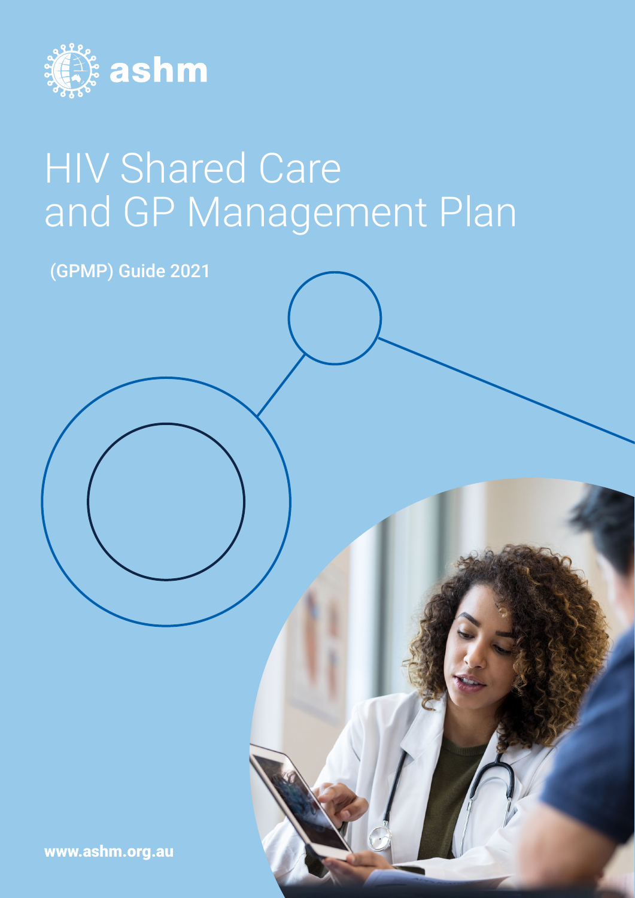ashm

# HIV Shared Care and GP Management Plan

(GPMP) Guide 2021

www.ashm.org.au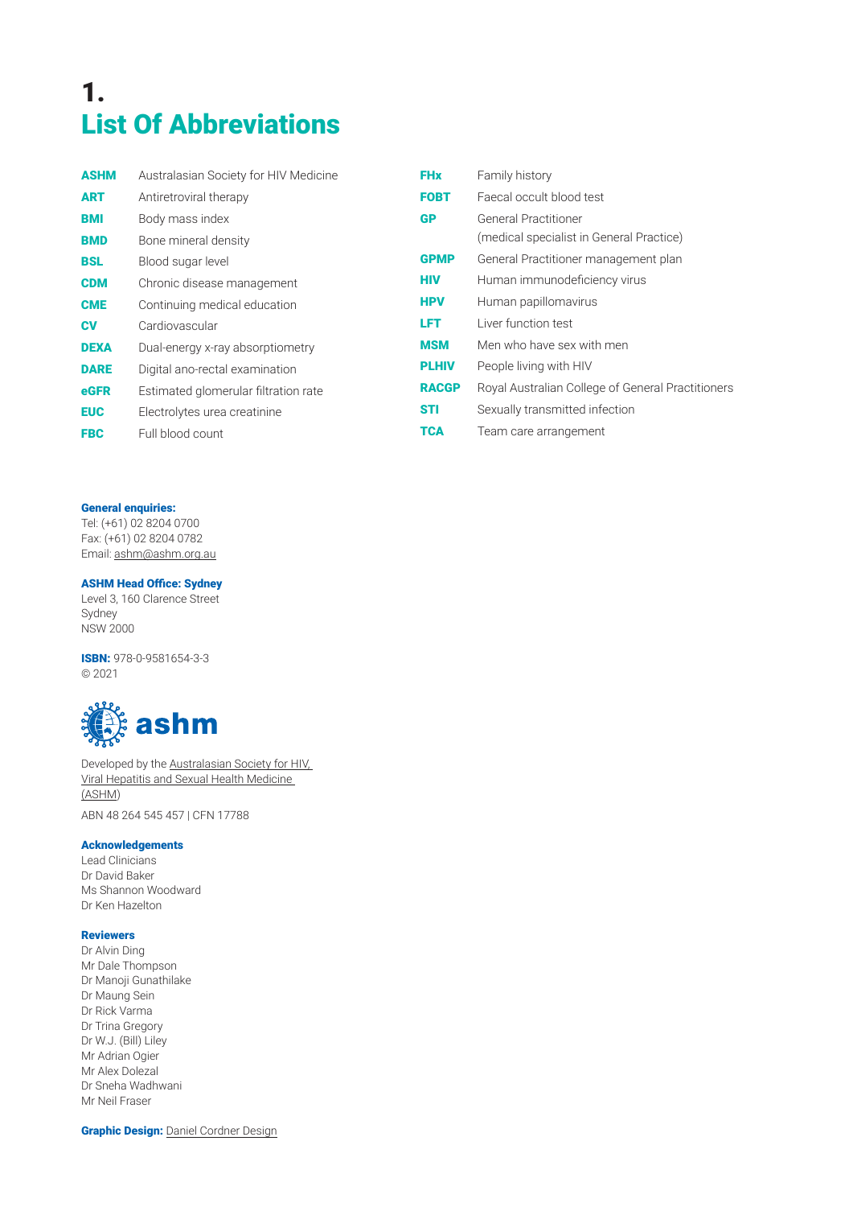# 1. List Of Abbreviations

| | |
|---|---|
| **ASHM** | Australasian Society for HIV Medicine |
| **ART** | Antiretroviral therapy |
| **BMI** | Body mass index |
| **BMD** | Bone mineral density |
| **BSL** | Blood sugar level |
| **CDM** | Chronic disease management |
| **CME** | Continuing medical education |
| **CV** | Cardiovascular |
| **DEXA** | Dual-energy x-ray absorptiometry |
| **DARE** | Digital ano-rectal examination |
| **eGFR** | Estimated glomerular filtration rate |
| **EUC** | Electrolytes urea creatinine |
| **FBC** | Full blood count |
| **FHx** | Family history |
| **FOBT** | Faecal occult blood test |
| **GP** | General Practitioner (medical specialist in General Practice) |
| **GPMP** | General Practitioner management plan |
| **HIV** | Human immunodeficiency virus |
| **HPV** | Human papillomavirus |
| **LFT** | Liver function test |
| **MSM** | Men who have sex with men |
| **PLHIV** | People living with HIV |
| **RACGP** | Royal Australian College of General Practitioners |
| **STI** | Sexually transmitted infection |
| **TCA** | Team care arrangement |

**General enquiries:**
Tel: (+61) 02 8204 0700
Fax: (+61) 02 8204 0782
Email: ashm@ashm.org.au

**ASHM Head Office: Sydney**
Level 3, 160 Clarence Street
Sydney
NSW 2000

**ISBN:** 978-0-9581654-3-3
© 2021

ashm

Developed by the Australasian Society for HIV, Viral Hepatitis and Sexual Health Medicine (ASHM)

ABN 48 264 545 457 | CFN 17788

**Acknowledgements**
Lead Clinicians
Dr David Baker
Ms Shannon Woodward
Dr Ken Hazelton

**Reviewers**
Dr Alvin Ding
Mr Dale Thompson
Dr Manoji Gunathilake
Dr Maung Sein
Dr Rick Varma
Dr Trina Gregory
Dr W.J. (Bill) Liley
Mr Adrian Ogier
Mr Alex Dolezal
Dr Sneha Wadhwani
Mr Neil Fraser

**Graphic Design:** Daniel Cordner Design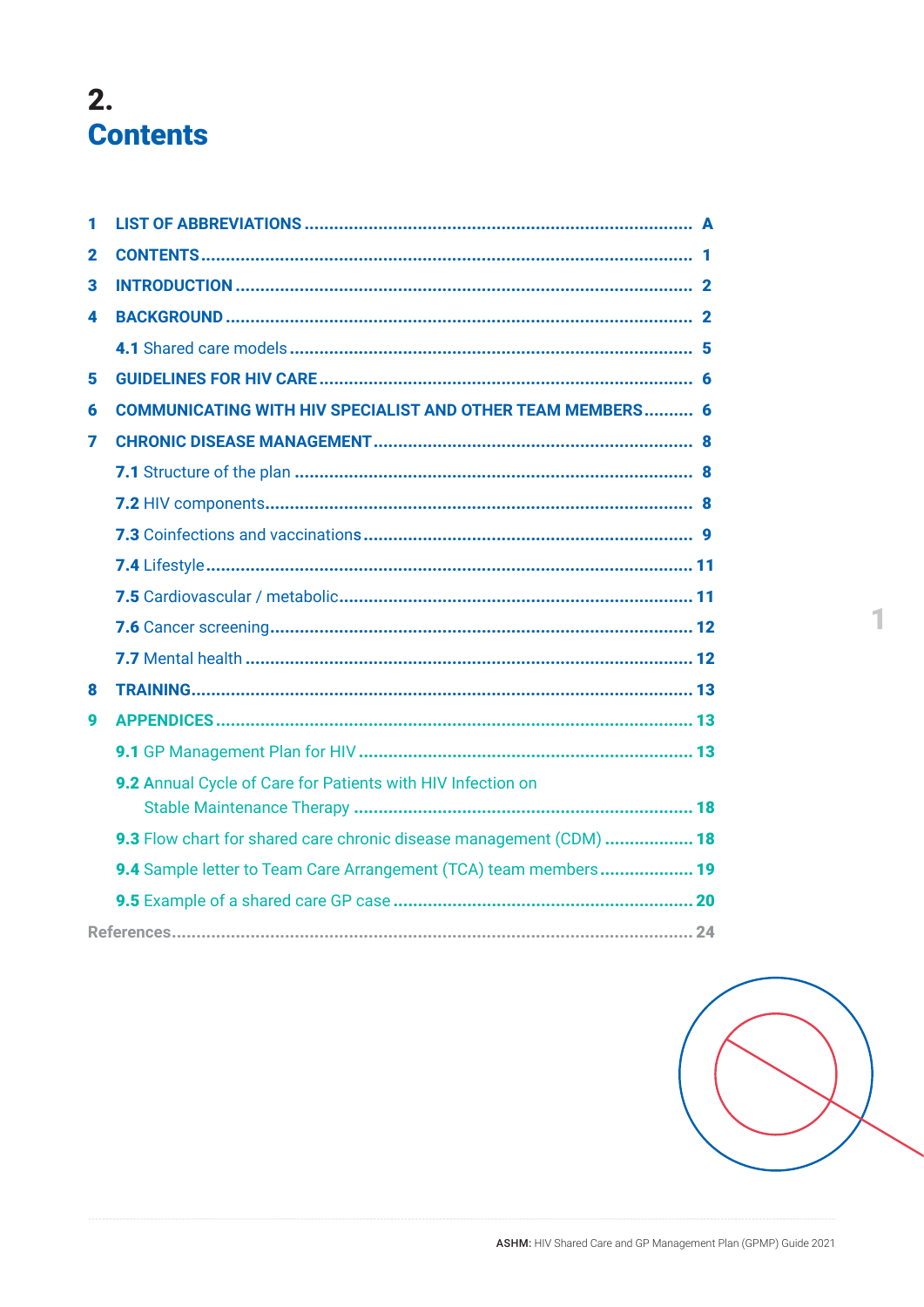# 2. Contents

| | | |
|---|---|---|
| **1** | **LIST OF ABBREVIATIONS** | **A** |
| **2** | **CONTENTS** | **1** |
| **3** | **INTRODUCTION** | **2** |
| **4** | **BACKGROUND** | **2** |
| | **4.1** Shared care models | **5** |
| **5** | **GUIDELINES FOR HIV CARE** | **6** |
| **6** | **COMMUNICATING WITH HIV SPECIALIST AND OTHER TEAM MEMBERS** | **6** |
| **7** | **CHRONIC DISEASE MANAGEMENT** | **8** |
| | **7.1** Structure of the plan | **8** |
| | **7.2** HIV components | **8** |
| | **7.3** Coinfections and vaccinations | **9** |
| | **7.4** Lifestyle | **11** |
| | **7.5** Cardiovascular / metabolic | **11** |
| | **7.6** Cancer screening | **12** |
| | **7.7** Mental health | **12** |
| **8** | **TRAINING** | **13** |
| **9** | **APPENDICES** | **13** |
| | **9.1** GP Management Plan for HIV | **13** |
| | **9.2** Annual Cycle of Care for Patients with HIV Infection on Stable Maintenance Therapy | **18** |
| | **9.3** Flow chart for shared care chronic disease management (CDM) | **18** |
| | **9.4** Sample letter to Team Care Arrangement (TCA) team members | **19** |
| | **9.5** Example of a shared care GP case | **20** |
| | **References** | **24** |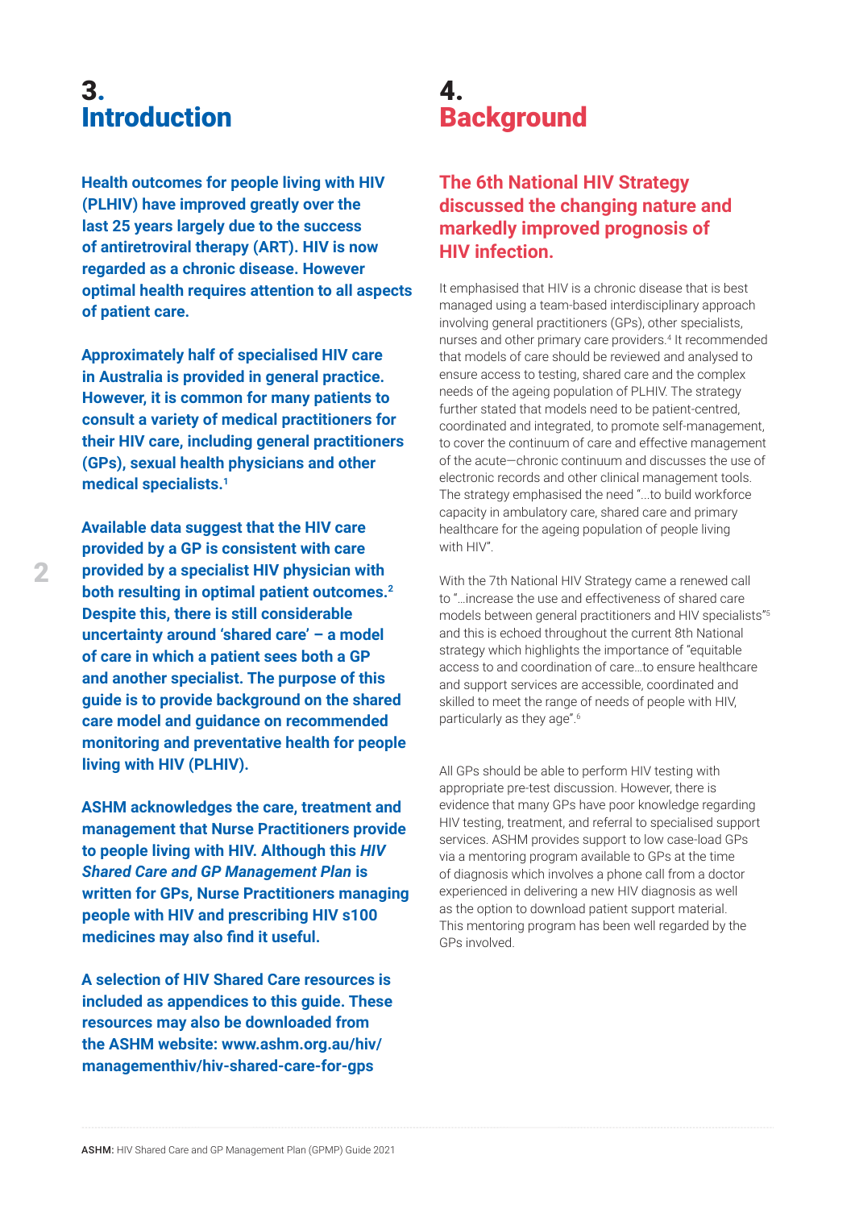# 3. Introduction

**Health outcomes for people living with HIV (PLHIV) have improved greatly over the last 25 years largely due to the success of antiretroviral therapy (ART). HIV is now regarded as a chronic disease. However optimal health requires attention to all aspects of patient care.**

**Approximately half of specialised HIV care in Australia is provided in general practice. However, it is common for many patients to consult a variety of medical practitioners for their HIV care, including general practitioners (GPs), sexual health physicians and other medical specialists.[1]**

**Available data suggest that the HIV care provided by a GP is consistent with care provided by a specialist HIV physician with both resulting in optimal patient outcomes.[2] Despite this, there is still considerable uncertainty around 'shared care' – a model of care in which a patient sees both a GP and another specialist. The purpose of this guide is to provide background on the shared care model and guidance on recommended monitoring and preventative health for people living with HIV (PLHIV).**

**ASHM acknowledges the care, treatment and management that Nurse Practitioners provide to people living with HIV. Although this *HIV Shared Care and GP Management Plan* is written for GPs, Nurse Practitioners managing people with HIV and prescribing HIV s100 medicines may also find it useful.**

**A selection of HIV Shared Care resources is included as appendices to this guide. These resources may also be downloaded from the ASHM website: www.ashm.org.au/hiv/managementhiv/hiv-shared-care-for-gps**

# 4. Background

## The 6th National HIV Strategy discussed the changing nature and markedly improved prognosis of HIV infection.

It emphasised that HIV is a chronic disease that is best managed using a team-based interdisciplinary approach involving general practitioners (GPs), other specialists, nurses and other primary care providers.[4] It recommended that models of care should be reviewed and analysed to ensure access to testing, shared care and the complex needs of the ageing population of PLHIV. The strategy further stated that models need to be patient-centred, coordinated and integrated, to promote self-management, to cover the continuum of care and effective management of the acute—chronic continuum and discusses the use of electronic records and other clinical management tools. The strategy emphasised the need "...to build workforce capacity in ambulatory care, shared care and primary healthcare for the ageing population of people living with HIV".

With the 7th National HIV Strategy came a renewed call to "...increase the use and effectiveness of shared care models between general practitioners and HIV specialists"[5] and this is echoed throughout the current 8th National strategy which highlights the importance of "equitable access to and coordination of care...to ensure healthcare and support services are accessible, coordinated and skilled to meet the range of needs of people with HIV, particularly as they age".[6]

All GPs should be able to perform HIV testing with appropriate pre-test discussion. However, there is evidence that many GPs have poor knowledge regarding HIV testing, treatment, and referral to specialised support services. ASHM provides support to low case-load GPs via a mentoring program available to GPs at the time of diagnosis which involves a phone call from a doctor experienced in delivering a new HIV diagnosis as well as the option to download patient support material. This mentoring program has been well regarded by the GPs involved.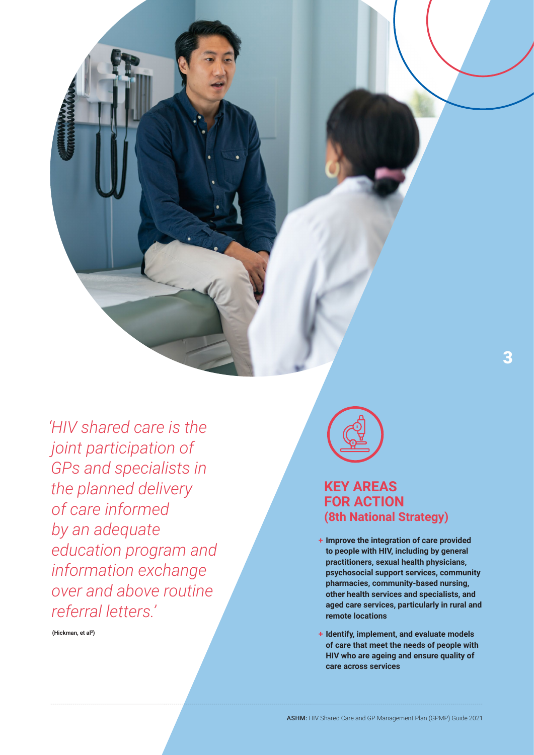*'HIV shared care is the joint participation of GPs and specialists in the planned delivery of care informed by an adequate education program and information exchange over and above routine referral letters.'*

(Hickman, et al[3])

## KEY AREAS FOR ACTION (8th National Strategy)

- **Improve the integration of care provided to people with HIV, including by general practitioners, sexual health physicians, psychosocial support services, community pharmacies, community-based nursing, other health services and specialists, and aged care services, particularly in rural and remote locations**
- **Identify, implement, and evaluate models of care that meet the needs of people with HIV who are ageing and ensure quality of care across services**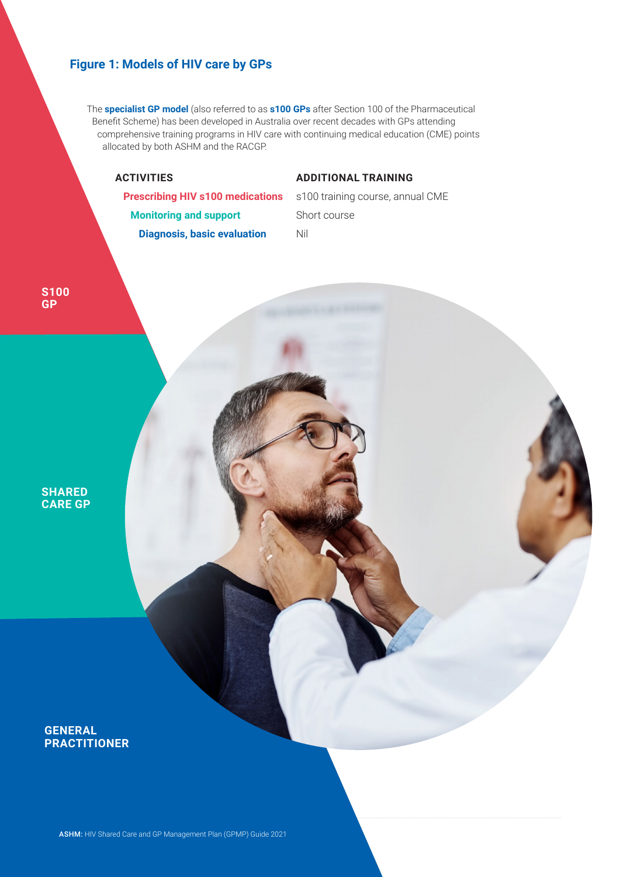## Figure 1: Models of HIV care by GPs

The **specialist GP model** (also referred to as **s100 GPs** after Section 100 of the Pharmaceutical Benefit Scheme) has been developed in Australia over recent decades with GPs attending comprehensive training programs in HIV care with continuing medical education (CME) points allocated by both ASHM and the RACGP.

| | ACTIVITIES | ADDITIONAL TRAINING |
|---|---|---|
| **S100 GP** | **Prescribing HIV s100 medications** | s100 training course, annual CME |
| **SHARED CARE GP** | **Monitoring and support** | Short course |
| **GENERAL PRACTITIONER** | **Diagnosis, basic evaluation** | Nil |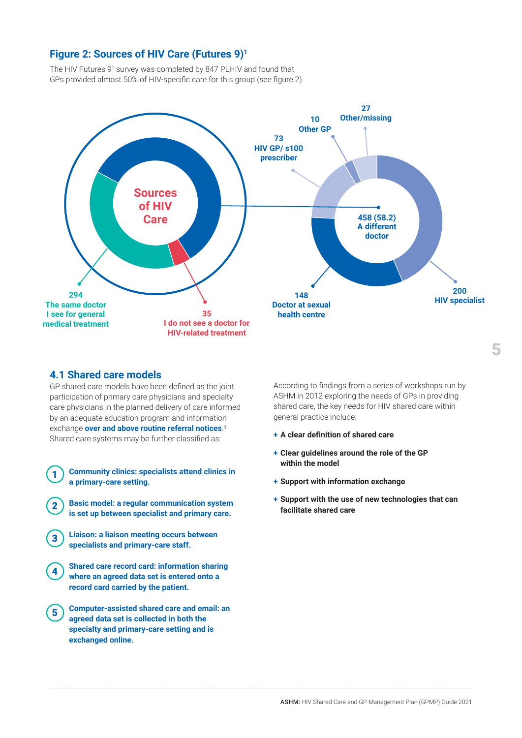## Figure 2: Sources of HIV Care (Futures 9)[1]

The HIV Futures 9[1] survey was completed by 847 PLHIV and found that GPs provided almost 50% of HIV-specific care for this group (see figure 2).

**Sources of HIV Care**

- **294** The same doctor I see for general medical treatment
- **35** I do not see a doctor for HIV-related treatment
- **458 (58.2)** A different doctor
  - **200** HIV specialist
  - **148** Doctor at sexual health centre
  - **73** HIV GP/ s100 prescriber
  - **10** Other GP
  - **27** Other/missing

### 4.1 Shared care models

GP shared care models have been defined as the joint participation of primary care physicians and specialty care physicians in the planned delivery of care informed by an adequate education program and information exchange **over and above routine referral notices**.[3] Shared care systems may be further classified as:

1. **Community clinics: specialists attend clinics in a primary-care setting.**
2. **Basic model: a regular communication system is set up between specialist and primary care.**
3. **Liaison: a liaison meeting occurs between specialists and primary-care staff.**
4. **Shared care record card: information sharing where an agreed data set is entered onto a record card carried by the patient.**
5. **Computer-assisted shared care and email: an agreed data set is collected in both the specialty and primary-care setting and is exchanged online.**

According to findings from a series of workshops run by ASHM in 2012 exploring the needs of GPs in providing shared care, the key needs for HIV shared care within general practice include:

+ **A clear definition of shared care**
+ **Clear guidelines around the role of the GP within the model**
+ **Support with information exchange**
+ **Support with the use of new technologies that can facilitate shared care**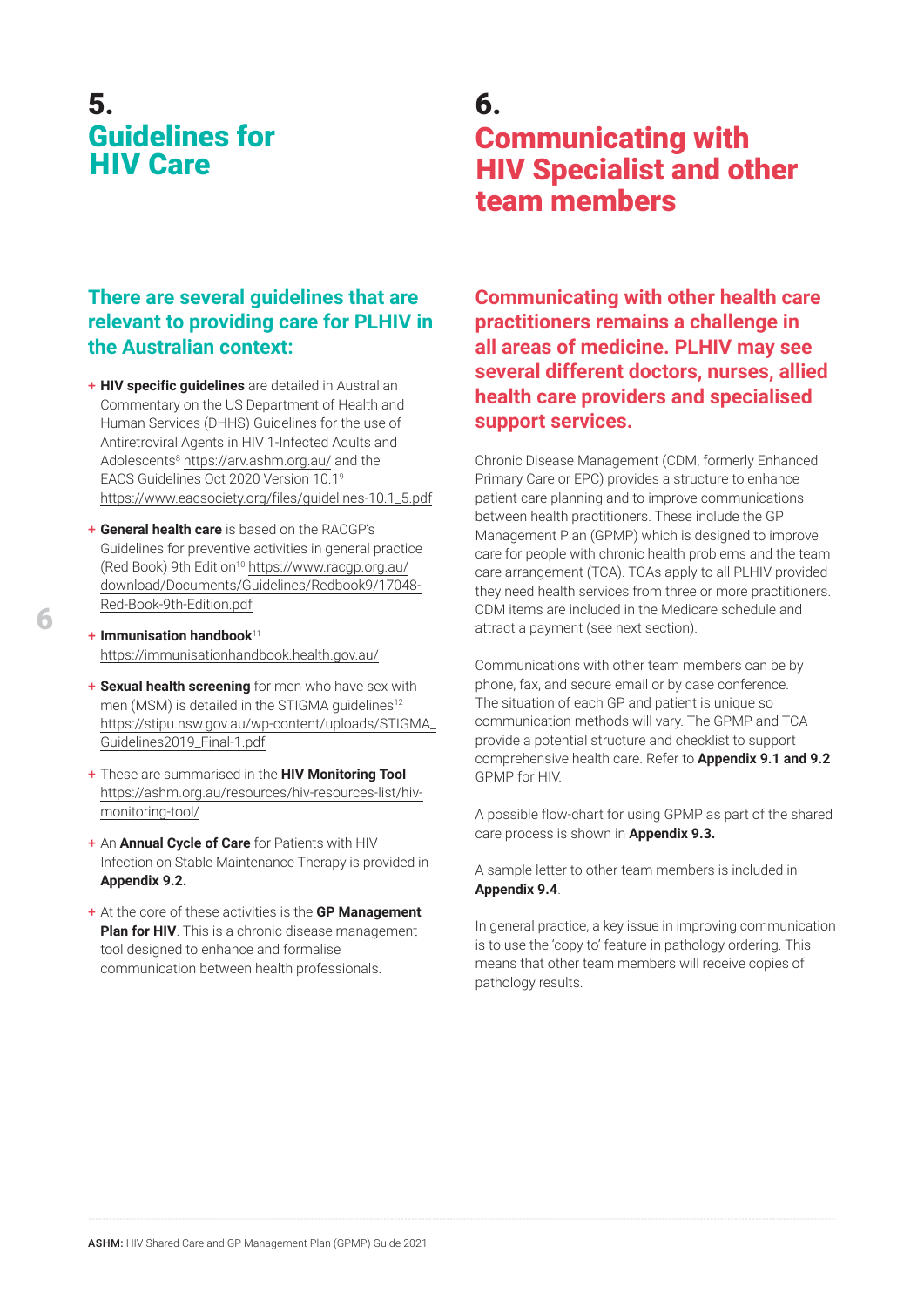# 5. Guidelines for HIV Care

## There are several guidelines that are relevant to providing care for PLHIV in the Australian context:

- **HIV specific guidelines** are detailed in Australian Commentary on the US Department of Health and Human Services (DHHS) Guidelines for the use of Antiretroviral Agents in HIV 1-Infected Adults and Adolescents[8] https://arv.ashm.org.au/ and the EACS Guidelines Oct 2020 Version 10.1[9] https://www.eacsociety.org/files/guidelines-10.1_5.pdf
- **General health care** is based on the RACGP's Guidelines for preventive activities in general practice (Red Book) 9th Edition[10] https://www.racgp.org.au/download/Documents/Guidelines/Redbook9/17048-Red-Book-9th-Edition.pdf
- **Immunisation handbook**[11] https://immunisationhandbook.health.gov.au/
- **Sexual health screening** for men who have sex with men (MSM) is detailed in the STIGMA guidelines[12] https://stipu.nsw.gov.au/wp-content/uploads/STIGMA_Guidelines2019_Final-1.pdf
- These are summarised in the **HIV Monitoring Tool** https://ashm.org.au/resources/hiv-resources-list/hiv-monitoring-tool/
- An **Annual Cycle of Care** for Patients with HIV Infection on Stable Maintenance Therapy is provided in **Appendix 9.2.**
- At the core of these activities is the **GP Management Plan for HIV**. This is a chronic disease management tool designed to enhance and formalise communication between health professionals.

# 6. Communicating with HIV Specialist and other team members

## Communicating with other health care practitioners remains a challenge in all areas of medicine. PLHIV may see several different doctors, nurses, allied health care providers and specialised support services.

Chronic Disease Management (CDM, formerly Enhanced Primary Care or EPC) provides a structure to enhance patient care planning and to improve communications between health practitioners. These include the GP Management Plan (GPMP) which is designed to improve care for people with chronic health problems and the team care arrangement (TCA). TCAs apply to all PLHIV provided they need health services from three or more practitioners. CDM items are included in the Medicare schedule and attract a payment (see next section).

Communications with other team members can be by phone, fax, and secure email or by case conference. The situation of each GP and patient is unique so communication methods will vary. The GPMP and TCA provide a potential structure and checklist to support comprehensive health care. Refer to **Appendix 9.1 and 9.2** GPMP for HIV.

A possible flow-chart for using GPMP as part of the shared care process is shown in **Appendix 9.3.**

A sample letter to other team members is included in **Appendix 9.4**.

In general practice, a key issue in improving communication is to use the 'copy to' feature in pathology ordering. This means that other team members will receive copies of pathology results.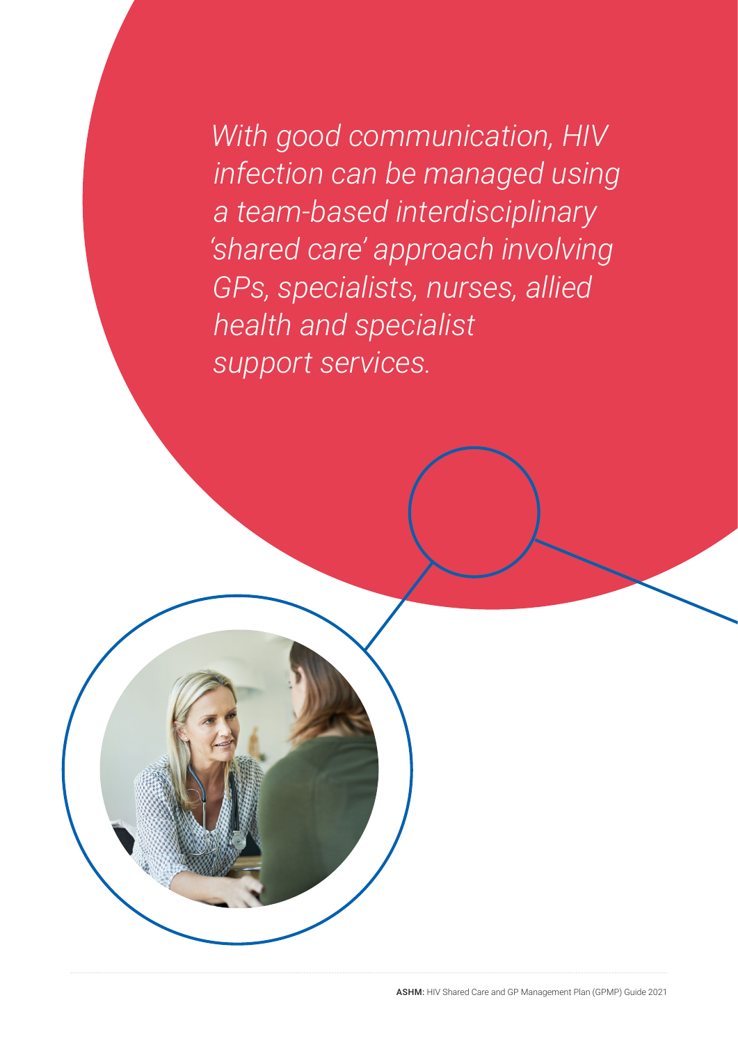*With good communication, HIV infection can be managed using a team-based interdisciplinary 'shared care' approach involving GPs, specialists, nurses, allied health and specialist support services.*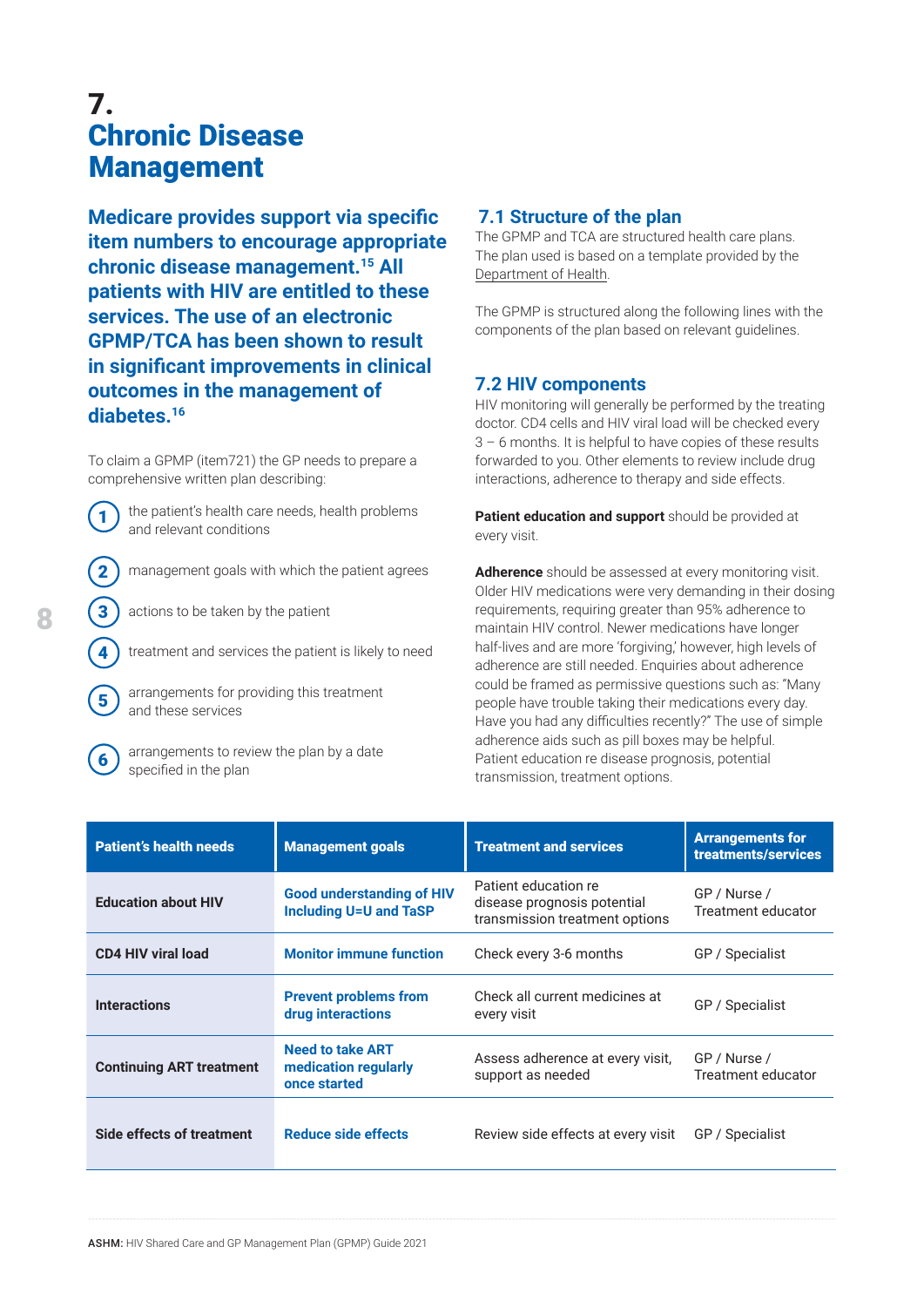# 7. Chronic Disease Management

**Medicare provides support via specific item numbers to encourage appropriate chronic disease management.[15] All patients with HIV are entitled to these services. The use of an electronic GPMP/TCA has been shown to result in significant improvements in clinical outcomes in the management of diabetes.[16]**

To claim a GPMP (item721) the GP needs to prepare a comprehensive written plan describing:

1. the patient's health care needs, health problems and relevant conditions
2. management goals with which the patient agrees
3. actions to be taken by the patient
4. treatment and services the patient is likely to need
5. arrangements for providing this treatment and these services
6. arrangements to review the plan by a date specified in the plan

## 7.1 Structure of the plan

The GPMP and TCA are structured health care plans. The plan used is based on a template provided by the Department of Health.

The GPMP is structured along the following lines with the components of the plan based on relevant guidelines.

## 7.2 HIV components

HIV monitoring will generally be performed by the treating doctor. CD4 cells and HIV viral load will be checked every 3 – 6 months. It is helpful to have copies of these results forwarded to you. Other elements to review include drug interactions, adherence to therapy and side effects.

**Patient education and support** should be provided at every visit.

**Adherence** should be assessed at every monitoring visit. Older HIV medications were very demanding in their dosing requirements, requiring greater than 95% adherence to maintain HIV control. Newer medications have longer half-lives and are more 'forgiving,' however, high levels of adherence are still needed. Enquiries about adherence could be framed as permissive questions such as: "Many people have trouble taking their medications every day. Have you had any difficulties recently?" The use of simple adherence aids such as pill boxes may be helpful. Patient education re disease prognosis, potential transmission, treatment options.

| Patient's health needs | Management goals | Treatment and services | Arrangements for treatments/services |
|---|---|---|---|
| **Education about HIV** | **Good understanding of HIV Including U=U and TaSP** | Patient education re disease prognosis potential transmission treatment options | GP / Nurse / Treatment educator |
| **CD4 HIV viral load** | **Monitor immune function** | Check every 3-6 months | GP / Specialist |
| **Interactions** | **Prevent problems from drug interactions** | Check all current medicines at every visit | GP / Specialist |
| **Continuing ART treatment** | **Need to take ART medication regularly once started** | Assess adherence at every visit, support as needed | GP / Nurse / Treatment educator |
| **Side effects of treatment** | **Reduce side effects** | Review side effects at every visit | GP / Specialist |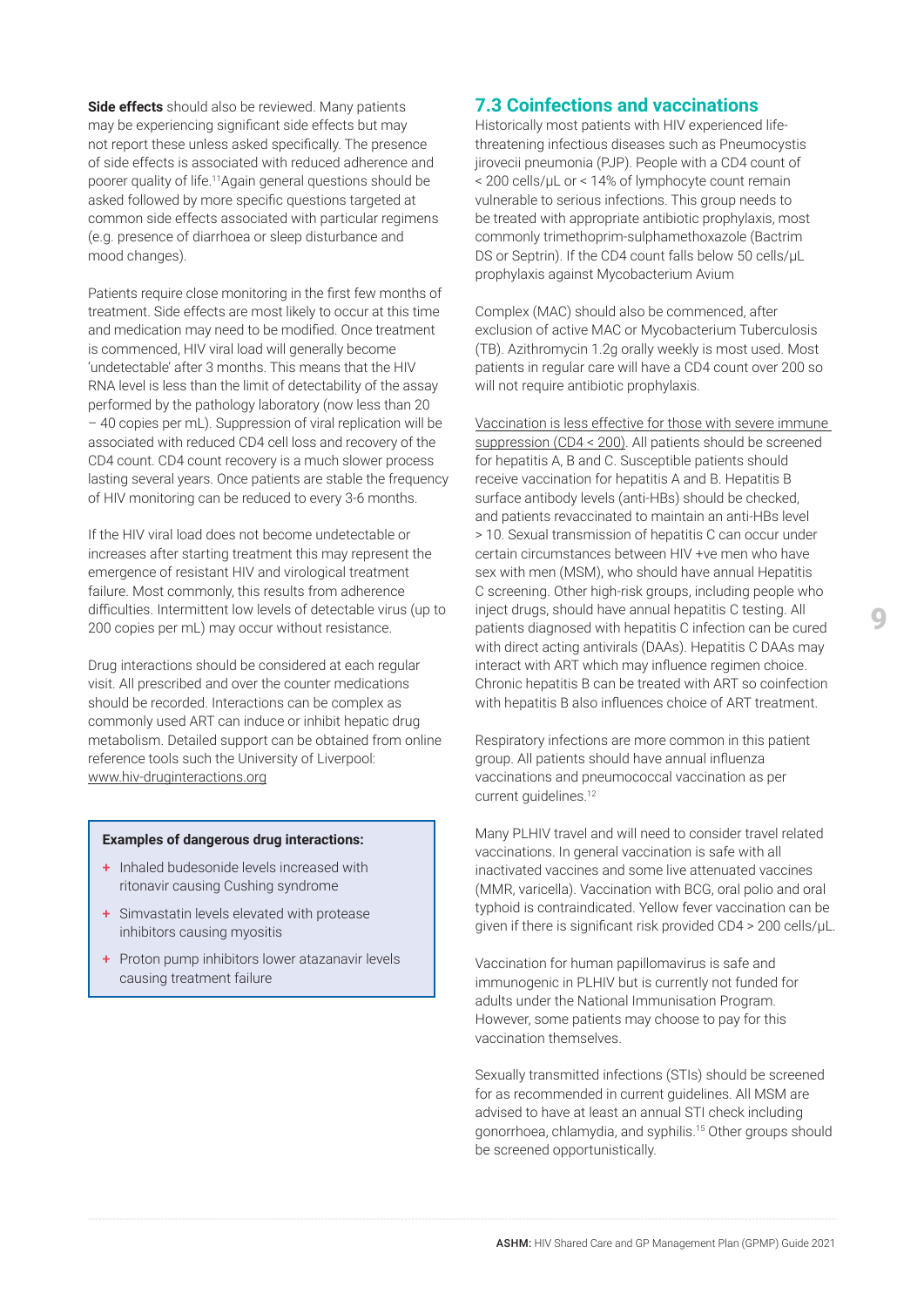**Side effects** should also be reviewed. Many patients may be experiencing significant side effects but may not report these unless asked specifically. The presence of side effects is associated with reduced adherence and poorer quality of life.[11] Again general questions should be asked followed by more specific questions targeted at common side effects associated with particular regimens (e.g. presence of diarrhoea or sleep disturbance and mood changes).

Patients require close monitoring in the first few months of treatment. Side effects are most likely to occur at this time and medication may need to be modified. Once treatment is commenced, HIV viral load will generally become 'undetectable' after 3 months. This means that the HIV RNA level is less than the limit of detectability of the assay performed by the pathology laboratory (now less than 20 – 40 copies per mL). Suppression of viral replication will be associated with reduced CD4 cell loss and recovery of the CD4 count. CD4 count recovery is a much slower process lasting several years. Once patients are stable the frequency of HIV monitoring can be reduced to every 3-6 months.

If the HIV viral load does not become undetectable or increases after starting treatment this may represent the emergence of resistant HIV and virological treatment failure. Most commonly, this results from adherence difficulties. Intermittent low levels of detectable virus (up to 200 copies per mL) may occur without resistance.

Drug interactions should be considered at each regular visit. All prescribed and over the counter medications should be recorded. Interactions can be complex as commonly used ART can induce or inhibit hepatic drug metabolism. Detailed support can be obtained from online reference tools such the University of Liverpool: www.hiv-druginteractions.org

**Examples of dangerous drug interactions:**

- Inhaled budesonide levels increased with ritonavir causing Cushing syndrome
- Simvastatin levels elevated with protease inhibitors causing myositis
- Proton pump inhibitors lower atazanavir levels causing treatment failure

## 7.3 Coinfections and vaccinations

Historically most patients with HIV experienced life-threatening infectious diseases such as Pneumocystis jirovecii pneumonia (PJP). People with a CD4 count of < 200 cells/μL or < 14% of lymphocyte count remain vulnerable to serious infections. This group needs to be treated with appropriate antibiotic prophylaxis, most commonly trimethoprim-sulphamethoxazole (Bactrim DS or Septrin). If the CD4 count falls below 50 cells/μL prophylaxis against Mycobacterium Avium

Complex (MAC) should also be commenced, after exclusion of active MAC or Mycobacterium Tuberculosis (TB). Azithromycin 1.2g orally weekly is most used. Most patients in regular care will have a CD4 count over 200 so will not require antibiotic prophylaxis.

Vaccination is less effective for those with severe immune suppression (CD4 < 200). All patients should be screened for hepatitis A, B and C. Susceptible patients should receive vaccination for hepatitis A and B. Hepatitis B surface antibody levels (anti-HBs) should be checked, and patients revaccinated to maintain an anti-HBs level > 10. Sexual transmission of hepatitis C can occur under certain circumstances between HIV +ve men who have sex with men (MSM), who should have annual Hepatitis C screening. Other high-risk groups, including people who inject drugs, should have annual hepatitis C testing. All patients diagnosed with hepatitis C infection can be cured with direct acting antivirals (DAAs). Hepatitis C DAAs may interact with ART which may influence regimen choice. Chronic hepatitis B can be treated with ART so coinfection with hepatitis B also influences choice of ART treatment.

Respiratory infections are more common in this patient group. All patients should have annual influenza vaccinations and pneumococcal vaccination as per current guidelines.[12]

Many PLHIV travel and will need to consider travel related vaccinations. In general vaccination is safe with all inactivated vaccines and some live attenuated vaccines (MMR, varicella). Vaccination with BCG, oral polio and oral typhoid is contraindicated. Yellow fever vaccination can be given if there is significant risk provided CD4 > 200 cells/μL.

Vaccination for human papillomavirus is safe and immunogenic in PLHIV but is currently not funded for adults under the National Immunisation Program. However, some patients may choose to pay for this vaccination themselves.

Sexually transmitted infections (STIs) should be screened for as recommended in current guidelines. All MSM are advised to have at least an annual STI check including gonorrhoea, chlamydia, and syphilis.[15] Other groups should be screened opportunistically.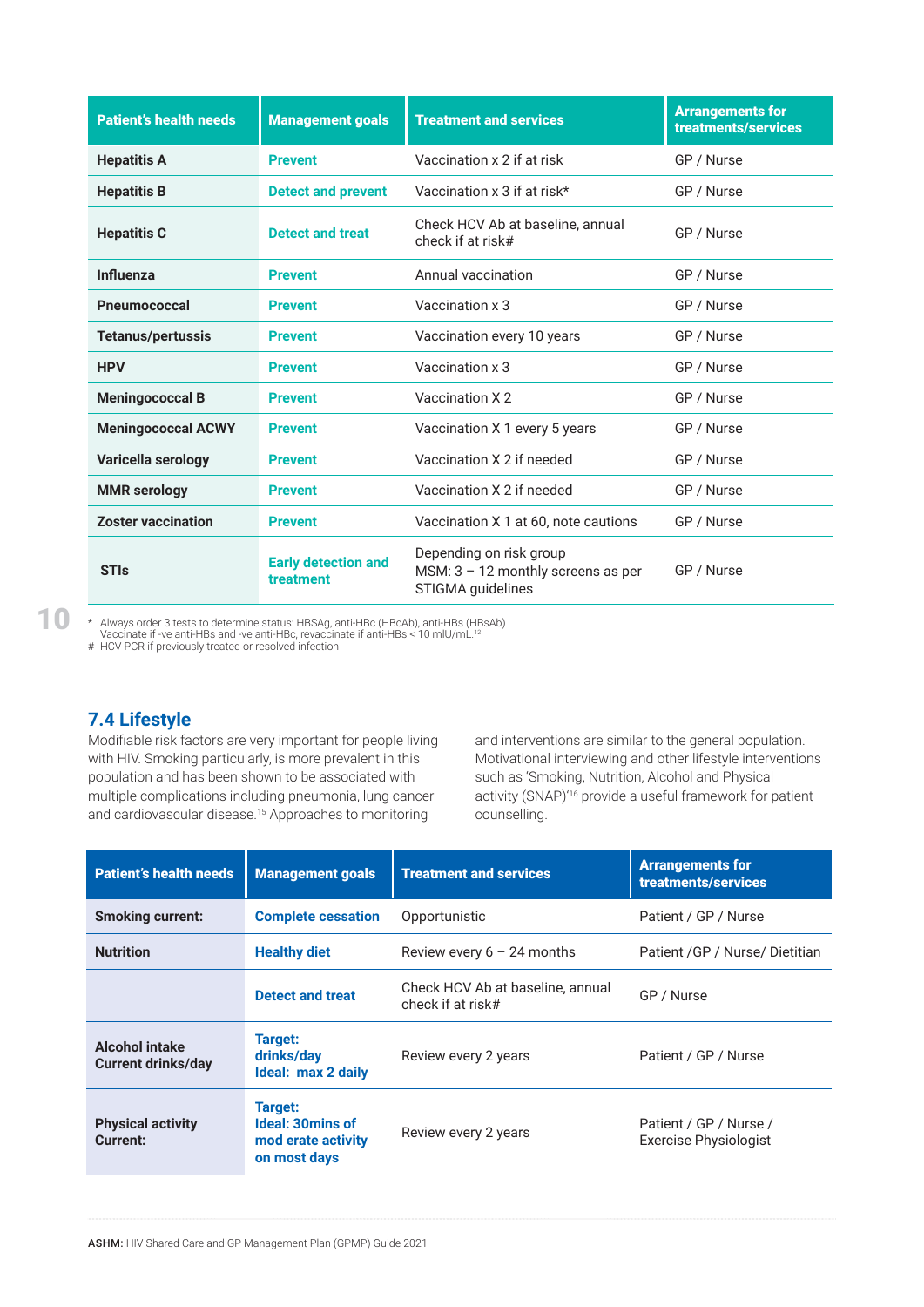| Patient's health needs | Management goals | Treatment and services | Arrangements for treatments/services |
|---|---|---|---|
| **Hepatitis A** | **Prevent** | Vaccination x 2 if at risk | GP / Nurse |
| **Hepatitis B** | **Detect and prevent** | Vaccination x 3 if at risk* | GP / Nurse |
| **Hepatitis C** | **Detect and treat** | Check HCV Ab at baseline, annual check if at risk# | GP / Nurse |
| **Influenza** | **Prevent** | Annual vaccination | GP / Nurse |
| **Pneumococcal** | **Prevent** | Vaccination x 3 | GP / Nurse |
| **Tetanus/pertussis** | **Prevent** | Vaccination every 10 years | GP / Nurse |
| **HPV** | **Prevent** | Vaccination x 3 | GP / Nurse |
| **Meningococcal B** | **Prevent** | Vaccination X 2 | GP / Nurse |
| **Meningococcal ACWY** | **Prevent** | Vaccination X 1 every 5 years | GP / Nurse |
| **Varicella serology** | **Prevent** | Vaccination X 2 if needed | GP / Nurse |
| **MMR serology** | **Prevent** | Vaccination X 2 if needed | GP / Nurse |
| **Zoster vaccination** | **Prevent** | Vaccination X 1 at 60, note cautions | GP / Nurse |
| **STIs** | **Early detection and treatment** | Depending on risk group MSM: 3 – 12 monthly screens as per STIGMA guidelines | GP / Nurse |

\* Always order 3 tests to determine status: HBSAg, anti-HBc (HBcAb), anti-HBs (HBsAb). Vaccinate if -ve anti-HBs and -ve anti-HBc, revaccinate if anti-HBs < 10 mIU/mL.[12]

\# HCV PCR if previously treated or resolved infection

## 7.4 Lifestyle

Modifiable risk factors are very important for people living with HIV. Smoking particularly, is more prevalent in this population and has been shown to be associated with multiple complications including pneumonia, lung cancer and cardiovascular disease.[15] Approaches to monitoring and interventions are similar to the general population. Motivational interviewing and other lifestyle interventions such as 'Smoking, Nutrition, Alcohol and Physical activity (SNAP)'[16] provide a useful framework for patient counselling.

| Patient's health needs | Management goals | Treatment and services | Arrangements for treatments/services |
|---|---|---|---|
| **Smoking current:** | **Complete cessation** | Opportunistic | Patient / GP / Nurse |
| **Nutrition** | **Healthy diet** | Review every 6 – 24 months | Patient /GP / Nurse/ Dietitian |
| | **Detect and treat** | Check HCV Ab at baseline, annual check if at risk# | GP / Nurse |
| **Alcohol intake Current drinks/day** | **Target: drinks/day Ideal: max 2 daily** | Review every 2 years | Patient / GP / Nurse |
| **Physical activity Current:** | **Target: Ideal: 30mins of mod erate activity on most days** | Review every 2 years | Patient / GP / Nurse / Exercise Physiologist |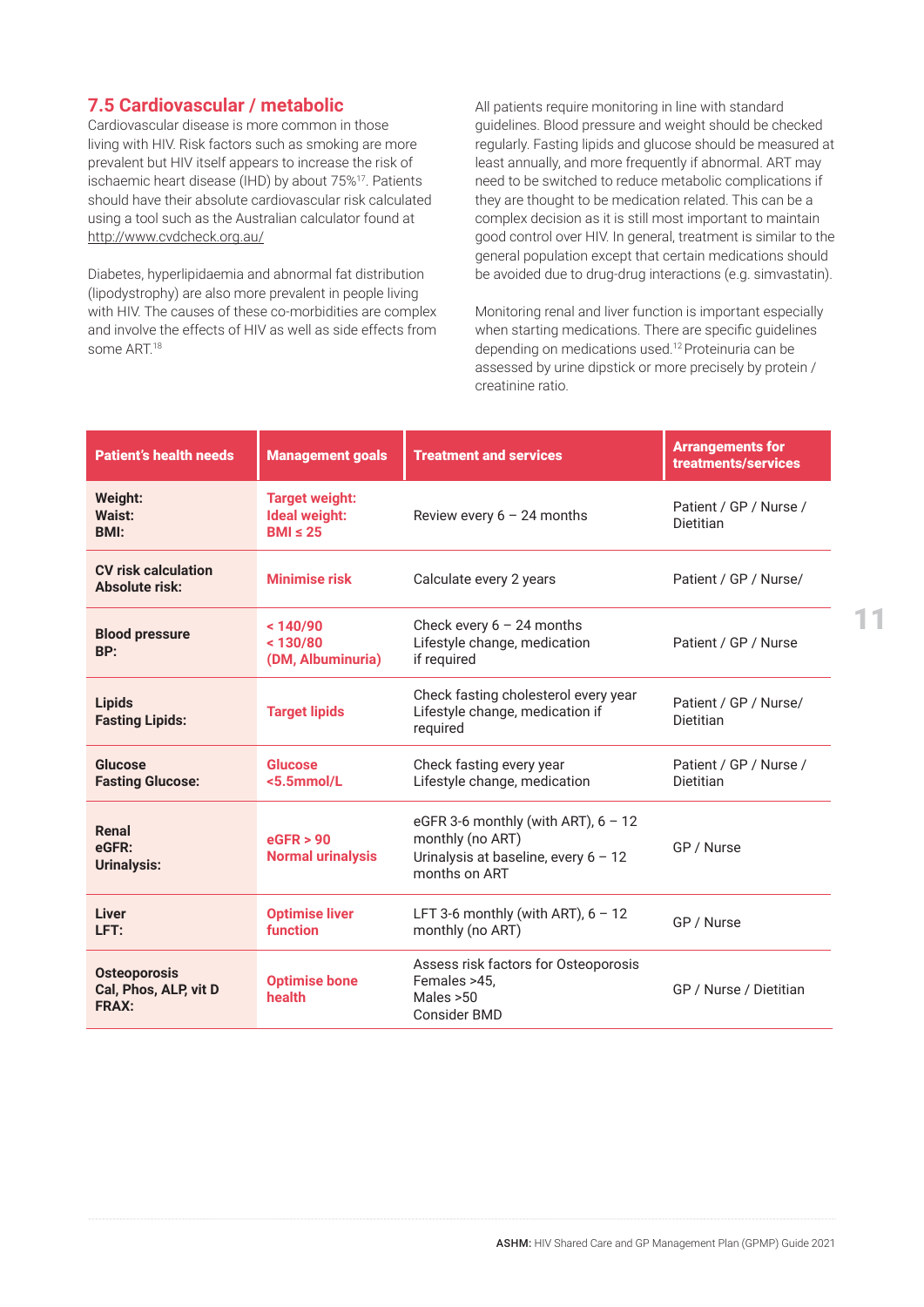## 7.5 Cardiovascular / metabolic

Cardiovascular disease is more common in those living with HIV. Risk factors such as smoking are more prevalent but HIV itself appears to increase the risk of ischaemic heart disease (IHD) by about 75%[17]. Patients should have their absolute cardiovascular risk calculated using a tool such as the Australian calculator found at http://www.cvdcheck.org.au/

Diabetes, hyperlipidaemia and abnormal fat distribution (lipodystrophy) are also more prevalent in people living with HIV. The causes of these co-morbidities are complex and involve the effects of HIV as well as side effects from some ART.[18]

All patients require monitoring in line with standard guidelines. Blood pressure and weight should be checked regularly. Fasting lipids and glucose should be measured at least annually, and more frequently if abnormal. ART may need to be switched to reduce metabolic complications if they are thought to be medication related. This can be a complex decision as it is still most important to maintain good control over HIV. In general, treatment is similar to the general population except that certain medications should be avoided due to drug-drug interactions (e.g. simvastatin).

Monitoring renal and liver function is important especially when starting medications. There are specific guidelines depending on medications used.[12] Proteinuria can be assessed by urine dipstick or more precisely by protein / creatinine ratio.

| Patient's health needs | Management goals | Treatment and services | Arrangements for treatments/services |
|---|---|---|---|
| **Weight:**<br>**Waist:**<br>**BMI:** | **Target weight:**<br>**Ideal weight:**<br>**BMI ≤ 25** | Review every 6 – 24 months | Patient / GP / Nurse / Dietitian |
| **CV risk calculation**<br>**Absolute risk:** | **Minimise risk** | Calculate every 2 years | Patient / GP / Nurse/ |
| **Blood pressure**<br>**BP:** | **< 140/90**<br>**< 130/80**<br>**(DM, Albuminuria)** | Check every 6 – 24 months<br>Lifestyle change, medication if required | Patient / GP / Nurse |
| **Lipids**<br>**Fasting Lipids:** | **Target lipids** | Check fasting cholesterol every year<br>Lifestyle change, medication if required | Patient / GP / Nurse/ Dietitian |
| **Glucose**<br>**Fasting Glucose:** | **Glucose <5.5mmol/L** | Check fasting every year<br>Lifestyle change, medication | Patient / GP / Nurse / Dietitian |
| **Renal**<br>**eGFR:**<br>**Urinalysis:** | **eGFR > 90**<br>**Normal urinalysis** | eGFR 3-6 monthly (with ART), 6 – 12 monthly (no ART)<br>Urinalysis at baseline, every 6 – 12 months on ART | GP / Nurse |
| **Liver**<br>**LFT:** | **Optimise liver function** | LFT 3-6 monthly (with ART), 6 – 12 monthly (no ART) | GP / Nurse |
| **Osteoporosis**<br>**Cal, Phos, ALP, vit D**<br>**FRAX:** | **Optimise bone health** | Assess risk factors for Osteoporosis<br>Females >45,<br>Males >50<br>Consider BMD | GP / Nurse / Dietitian |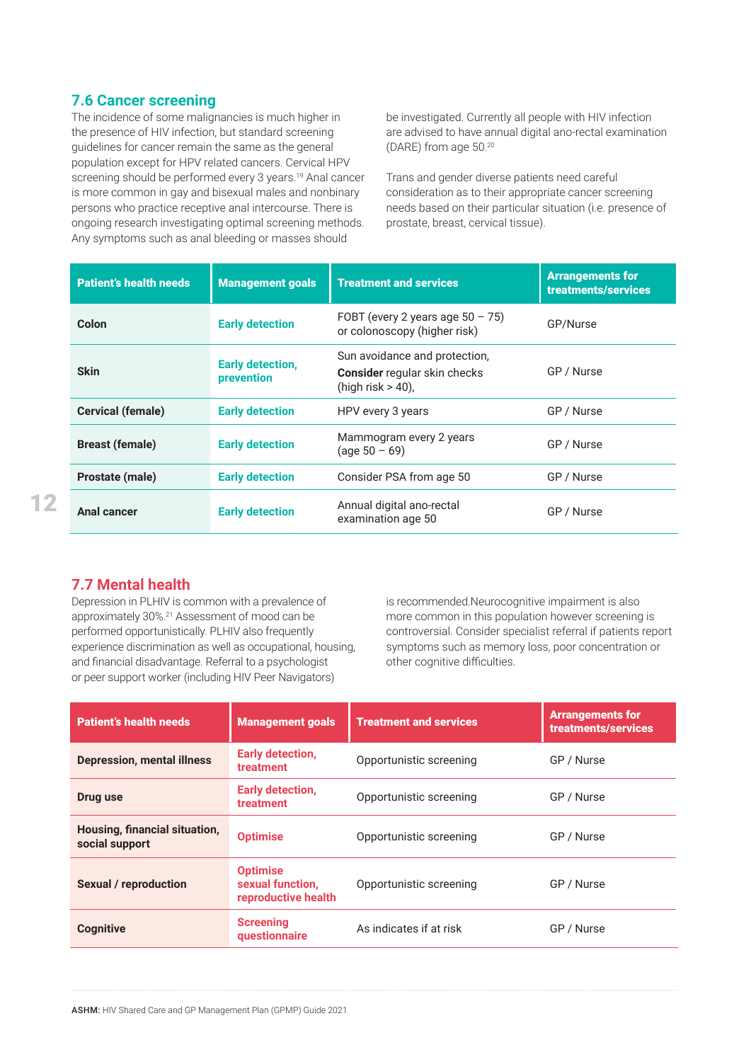## 7.6 Cancer screening

The incidence of some malignancies is much higher in the presence of HIV infection, but standard screening guidelines for cancer remain the same as the general population except for HPV related cancers. Cervical HPV screening should be performed every 3 years.[19] Anal cancer is more common in gay and bisexual males and nonbinary persons who practice receptive anal intercourse. There is ongoing research investigating optimal screening methods. Any symptoms such as anal bleeding or masses should be investigated. Currently all people with HIV infection are advised to have annual digital ano-rectal examination (DARE) from age 50.[20]

Trans and gender diverse patients need careful consideration as to their appropriate cancer screening needs based on their particular situation (i.e. presence of prostate, breast, cervical tissue).

| Patient's health needs | Management goals | Treatment and services | Arrangements for treatments/services |
|---|---|---|---|
| **Colon** | Early detection | FOBT (every 2 years age 50 – 75) or colonoscopy (higher risk) | GP/Nurse |
| **Skin** | Early detection, prevention | Sun avoidance and protection, **Consider** regular skin checks (high risk > 40), | GP / Nurse |
| **Cervical (female)** | Early detection | HPV every 3 years | GP / Nurse |
| **Breast (female)** | Early detection | Mammogram every 2 years (age 50 – 69) | GP / Nurse |
| **Prostate (male)** | Early detection | Consider PSA from age 50 | GP / Nurse |
| **Anal cancer** | Early detection | Annual digital ano-rectal examination age 50 | GP / Nurse |

## 7.7 Mental health

Depression in PLHIV is common with a prevalence of approximately 30%.[21] Assessment of mood can be performed opportunistically. PLHIV also frequently experience discrimination as well as occupational, housing, and financial disadvantage. Referral to a psychologist or peer support worker (including HIV Peer Navigators) is recommended.Neurocognitive impairment is also more common in this population however screening is controversial. Consider specialist referral if patients report symptoms such as memory loss, poor concentration or other cognitive difficulties.

| Patient's health needs | Management goals | Treatment and services | Arrangements for treatments/services |
|---|---|---|---|
| **Depression, mental illness** | Early detection, treatment | Opportunistic screening | GP / Nurse |
| **Drug use** | Early detection, treatment | Opportunistic screening | GP / Nurse |
| **Housing, financial situation, social support** | Optimise | Opportunistic screening | GP / Nurse |
| **Sexual / reproduction** | Optimise sexual function, reproductive health | Opportunistic screening | GP / Nurse |
| **Cognitive** | Screening questionnaire | As indicates if at risk | GP / Nurse |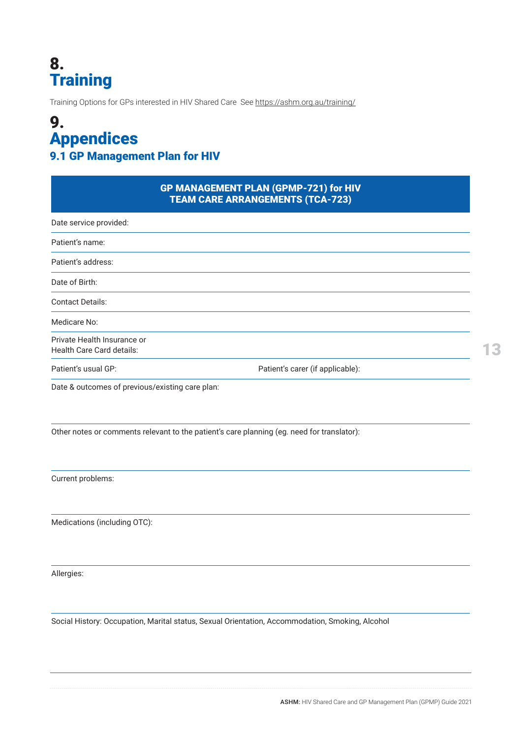# 8. Training

Training Options for GPs interested in HIV Shared Care See https://ashm.org.au/training/

# 9. Appendices

## 9.1 GP Management Plan for HIV

| GP MANAGEMENT PLAN (GPMP-721) for HIV<br>TEAM CARE ARRANGEMENTS (TCA-723) | |
|---|---|
| Date service provided: | |
| Patient's name: | |
| Patient's address: | |
| Date of Birth: | |
| Contact Details: | |
| Medicare No: | |
| Private Health Insurance or Health Care Card details: | |
| Patient's usual GP: | Patient's carer (if applicable): |
| Date & outcomes of previous/existing care plan: | |
| Other notes or comments relevant to the patient's care planning (eg. need for translator): | |
| Current problems: | |
| Medications (including OTC): | |
| Allergies: | |
| Social History: Occupation, Marital status, Sexual Orientation, Accommodation, Smoking, Alcohol | |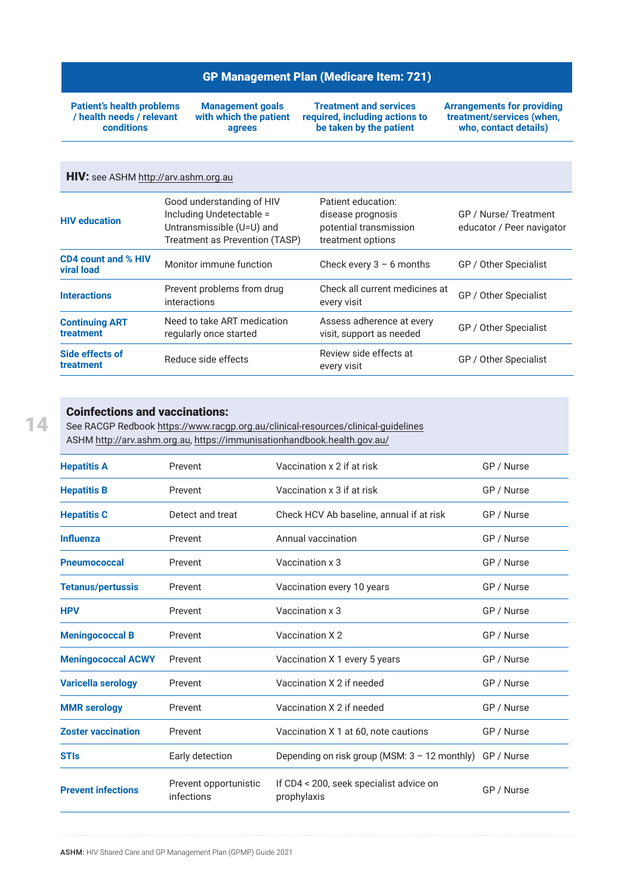## GP Management Plan (Medicare Item: 721)

| Patient's health problems / health needs / relevant conditions | Management goals with which the patient agrees | Treatment and services required, including actions to be taken by the patient | Arrangements for providing treatment/services (when, who, contact details) |
|---|---|---|---|
| **HIV:** see ASHM http://arv.ashm.org.au | | | |
| **HIV education** | Good understanding of HIV Including Undetectable = Untransmissible (U=U) and Treatment as Prevention (TASP) | Patient education: disease prognosis potential transmission treatment options | GP / Nurse/ Treatment educator / Peer navigator |
| **CD4 count and % HIV viral load** | Monitor immune function | Check every 3 – 6 months | GP / Other Specialist |
| **Interactions** | Prevent problems from drug interactions | Check all current medicines at every visit | GP / Other Specialist |
| **Continuing ART treatment** | Need to take ART medication regularly once started | Assess adherence at every visit, support as needed | GP / Other Specialist |
| **Side effects of treatment** | Reduce side effects | Review side effects at every visit | GP / Other Specialist |

**Coinfections and vaccinations:**
See RACGP Redbook https://www.racgp.org.au/clinical-resources/clinical-guidelines
ASHM http://arv.ashm.org.au, https://immunisationhandbook.health.gov.au/

| | | | |
|---|---|---|---|
| **Hepatitis A** | Prevent | Vaccination x 2 if at risk | GP / Nurse |
| **Hepatitis B** | Prevent | Vaccination x 3 if at risk | GP / Nurse |
| **Hepatitis C** | Detect and treat | Check HCV Ab baseline, annual if at risk | GP / Nurse |
| **Influenza** | Prevent | Annual vaccination | GP / Nurse |
| **Pneumococcal** | Prevent | Vaccination x 3 | GP / Nurse |
| **Tetanus/pertussis** | Prevent | Vaccination every 10 years | GP / Nurse |
| **HPV** | Prevent | Vaccination x 3 | GP / Nurse |
| **Meningococcal B** | Prevent | Vaccination X 2 | GP / Nurse |
| **Meningococcal ACWY** | Prevent | Vaccination X 1 every 5 years | GP / Nurse |
| **Varicella serology** | Prevent | Vaccination X 2 if needed | GP / Nurse |
| **MMR serology** | Prevent | Vaccination X 2 if needed | GP / Nurse |
| **Zoster vaccination** | Prevent | Vaccination X 1 at 60, note cautions | GP / Nurse |
| **STIs** | Early detection | Depending on risk group (MSM: 3 – 12 monthly) | GP / Nurse |
| **Prevent infections** | Prevent opportunistic infections | If CD4 < 200, seek specialist advice on prophylaxis | GP / Nurse |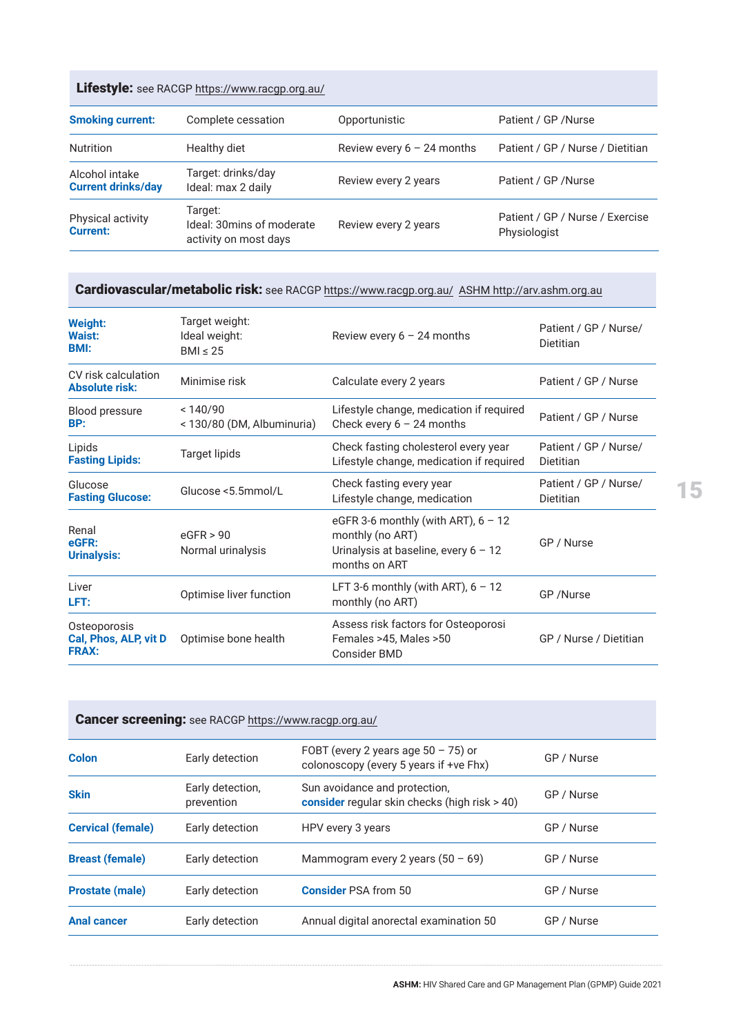| **Lifestyle:** see RACGP https://www.racgp.org.au/ | | | |
|---|---|---|---|
| **Smoking current:** | Complete cessation | Opportunistic | Patient / GP /Nurse |
| Nutrition | Healthy diet | Review every 6 – 24 months | Patient / GP / Nurse / Dietitian |
| Alcohol intake<br>**Current drinks/day** | Target: drinks/day<br>Ideal: max 2 daily | Review every 2 years | Patient / GP /Nurse |
| Physical activity<br>**Current:** | Target:<br>Ideal: 30mins of moderate activity on most days | Review every 2 years | Patient / GP / Nurse / Exercise Physiologist |

| **Cardiovascular/metabolic risk:** see RACGP https://www.racgp.org.au/ ASHM http://arv.ashm.org.au | | | |
|---|---|---|---|
| **Weight:**<br>**Waist:**<br>**BMI:** | Target weight:<br>Ideal weight:<br>BMI ≤ 25 | Review every 6 – 24 months | Patient / GP / Nurse/ Dietitian |
| CV risk calculation<br>**Absolute risk:** | Minimise risk | Calculate every 2 years | Patient / GP / Nurse |
| Blood pressure<br>**BP:** | < 140/90<br>< 130/80 (DM, Albuminuria) | Lifestyle change, medication if required<br>Check every 6 – 24 months | Patient / GP / Nurse |
| Lipids<br>**Fasting Lipids:** | Target lipids | Check fasting cholesterol every year<br>Lifestyle change, medication if required | Patient / GP / Nurse/ Dietitian |
| Glucose<br>**Fasting Glucose:** | Glucose <5.5mmol/L | Check fasting every year<br>Lifestyle change, medication | Patient / GP / Nurse/ Dietitian |
| Renal<br>**eGFR:**<br>**Urinalysis:** | eGFR > 90<br>Normal urinalysis | eGFR 3-6 monthly (with ART), 6 – 12 monthly (no ART)<br>Urinalysis at baseline, every 6 – 12 months on ART | GP / Nurse |
| Liver<br>**LFT:** | Optimise liver function | LFT 3-6 monthly (with ART), 6 – 12 monthly (no ART) | GP /Nurse |
| Osteoporosis<br>**Cal, Phos, ALP, vit D**<br>**FRAX:** | Optimise bone health | Assess risk factors for Osteoporosi<br>Females >45, Males >50<br>Consider BMD | GP / Nurse / Dietitian |

| **Cancer screening:** see RACGP https://www.racgp.org.au/ | | | |
|---|---|---|---|
| **Colon** | Early detection | FOBT (every 2 years age 50 – 75) or colonoscopy (every 5 years if +ve Fhx) | GP / Nurse |
| **Skin** | Early detection, prevention | Sun avoidance and protection, **consider** regular skin checks (high risk > 40) | GP / Nurse |
| **Cervical (female)** | Early detection | HPV every 3 years | GP / Nurse |
| **Breast (female)** | Early detection | Mammogram every 2 years (50 – 69) | GP / Nurse |
| **Prostate (male)** | Early detection | **Consider** PSA from 50 | GP / Nurse |
| **Anal cancer** | Early detection | Annual digital anorectal examination 50 | GP / Nurse |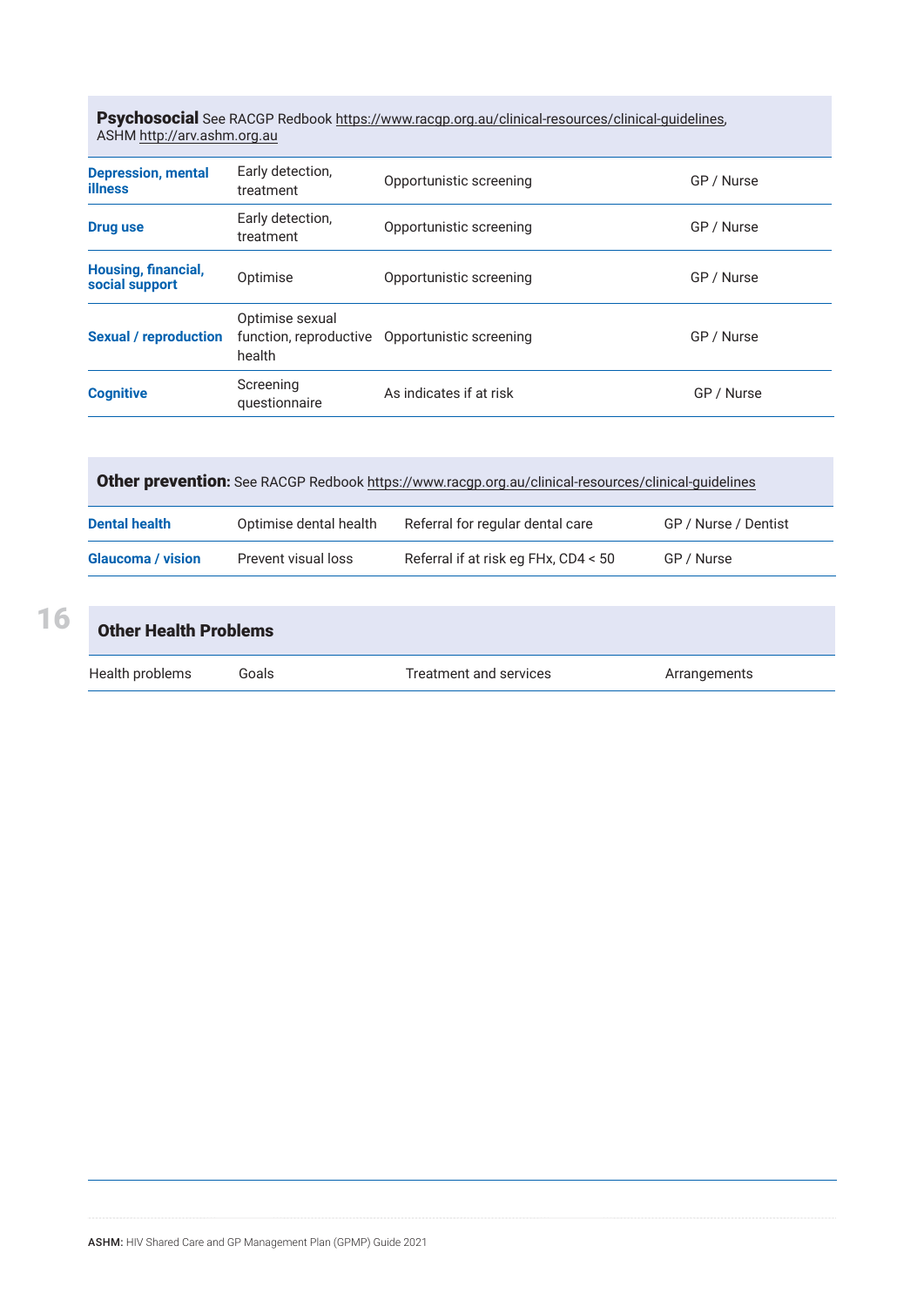**Psychosocial** See RACGP Redbook https://www.racgp.org.au/clinical-resources/clinical-guidelines, ASHM http://arv.ashm.org.au

| | | | |
|---|---|---|---|
| **Depression, mental illness** | Early detection, treatment | Opportunistic screening | GP / Nurse |
| **Drug use** | Early detection, treatment | Opportunistic screening | GP / Nurse |
| **Housing, financial, social support** | Optimise | Opportunistic screening | GP / Nurse |
| **Sexual / reproduction** | Optimise sexual function, reproductive health | Opportunistic screening | GP / Nurse |
| **Cognitive** | Screening questionnaire | As indicates if at risk | GP / Nurse |

**Other prevention:** See RACGP Redbook https://www.racgp.org.au/clinical-resources/clinical-guidelines

| | | | |
|---|---|---|---|
| **Dental health** | Optimise dental health | Referral for regular dental care | GP / Nurse / Dentist |
| **Glaucoma / vision** | Prevent visual loss | Referral if at risk eg FHx, CD4 < 50 | GP / Nurse |

## Other Health Problems

| Health problems | Goals | Treatment and services | Arrangements |
|---|---|---|---|
| | | | |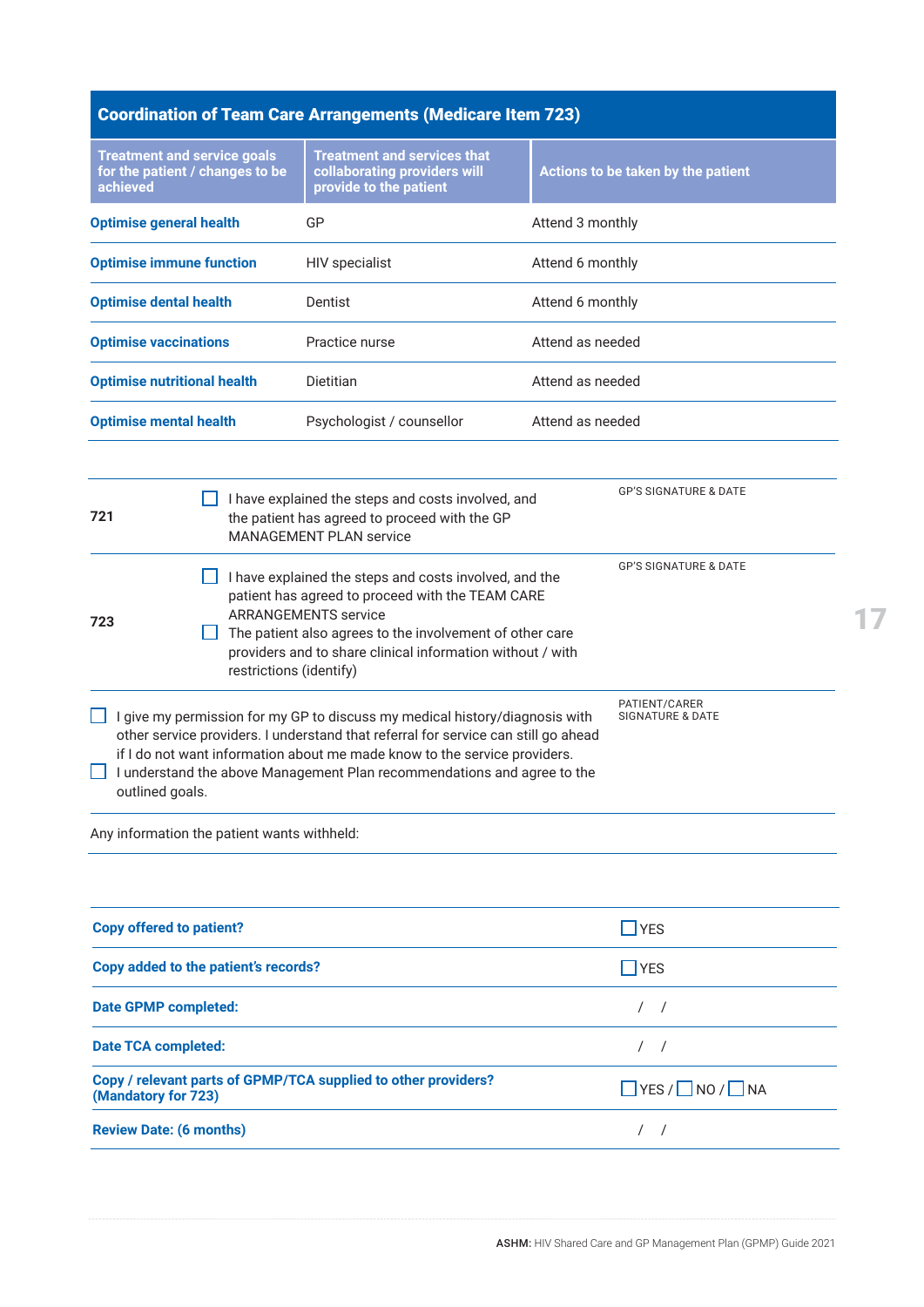## Coordination of Team Care Arrangements (Medicare Item 723)

| Treatment and service goals for the patient / changes to be achieved | Treatment and services that collaborating providers will provide to the patient | Actions to be taken by the patient |
|---|---|---|
| **Optimise general health** | GP | Attend 3 monthly |
| **Optimise immune function** | HIV specialist | Attend 6 monthly |
| **Optimise dental health** | Dentist | Attend 6 monthly |
| **Optimise vaccinations** | Practice nurse | Attend as needed |
| **Optimise nutritional health** | Dietitian | Attend as needed |
| **Optimise mental health** | Psychologist / counsellor | Attend as needed |

| | | |
|---|---|---|
| 721 | ☐ I have explained the steps and costs involved, and the patient has agreed to proceed with the GP MANAGEMENT PLAN service | GP'S SIGNATURE & DATE |
| 723 | ☐ I have explained the steps and costs involved, and the patient has agreed to proceed with the TEAM CARE ARRANGEMENTS service<br>☐ The patient also agrees to the involvement of other care providers and to share clinical information without / with restrictions (identify) | GP'S SIGNATURE & DATE |

| | |
|---|---|
| ☐ I give my permission for my GP to discuss my medical history/diagnosis with other service providers. I understand that referral for service can still go ahead if I do not want information about me made know to the service providers.<br>☐ I understand the above Management Plan recommendations and agree to the outlined goals. | PATIENT/CARER SIGNATURE & DATE |

Any information the patient wants withheld:

| | |
|---|---|
| **Copy offered to patient?** | ☐ YES |
| **Copy added to the patient's records?** | ☐ YES |
| **Date GPMP completed:** | / / |
| **Date TCA completed:** | / / |
| **Copy / relevant parts of GPMP/TCA supplied to other providers? (Mandatory for 723)** | ☐ YES / ☐ NO / ☐ NA |
| **Review Date: (6 months)** | / / |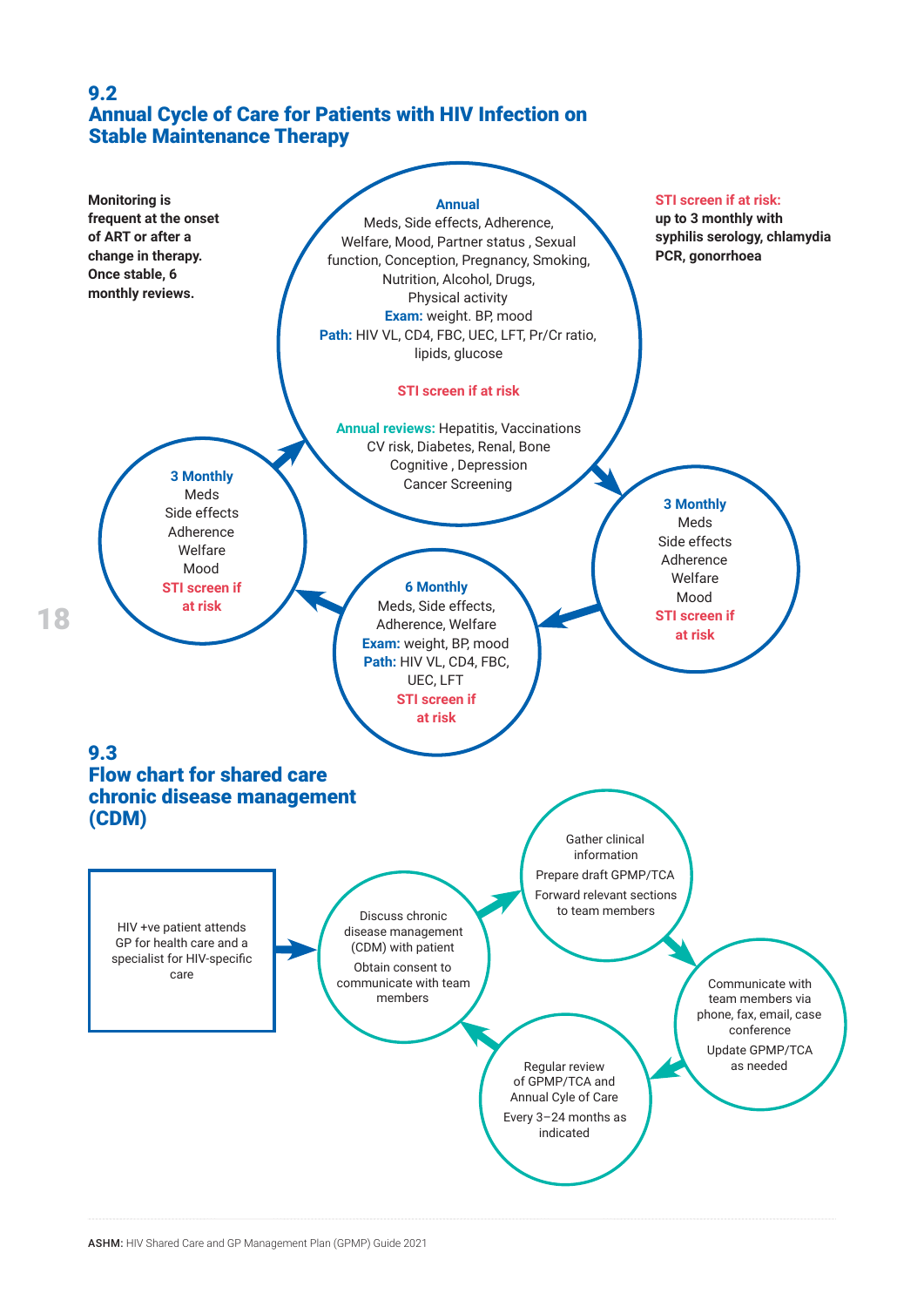## 9.2 Annual Cycle of Care for Patients with HIV Infection on Stable Maintenance Therapy

**Monitoring is frequent at the onset of ART or after a change in therapy. Once stable, 6 monthly reviews.**

**STI screen if at risk:** **up to 3 monthly with syphilis serology, chlamydia PCR, gonorrhoea**

**Annual**
Meds, Side effects, Adherence, Welfare, Mood, Partner status , Sexual function, Conception, Pregnancy, Smoking, Nutrition, Alcohol, Drugs, Physical activity
**Exam:** weight. BP, mood
**Path:** HIV VL, CD4, FBC, UEC, LFT, Pr/Cr ratio, lipids, glucose

**STI screen if at risk**

**Annual reviews:** Hepatitis, Vaccinations CV risk, Diabetes, Renal, Bone Cognitive , Depression Cancer Screening

→

**3 Monthly**
Meds
Side effects
Adherence
Welfare
Mood
**STI screen if at risk**

→

**6 Monthly**
Meds, Side effects, Adherence, Welfare
**Exam:** weight, BP, mood
**Path:** HIV VL, CD4, FBC, UEC, LFT
**STI screen if at risk**

→

**3 Monthly**
Meds
Side effects
Adherence
Welfare
Mood
**STI screen if at risk**

→ (back to Annual)

## 9.3 Flow chart for shared care chronic disease management (CDM)

HIV +ve patient attends GP for health care and a specialist for HIV-specific care

→

Discuss chronic disease management (CDM) with patient

Obtain consent to communicate with team members

→

Gather clinical information

Prepare draft GPMP/TCA

Forward relevant sections to team members

→

Communicate with team members via phone, fax, email, case conference

Update GPMP/TCA as needed

→

Regular review of GPMP/TCA and Annual Cyle of Care

Every 3–24 months as indicated

→ (back to Discuss chronic disease management)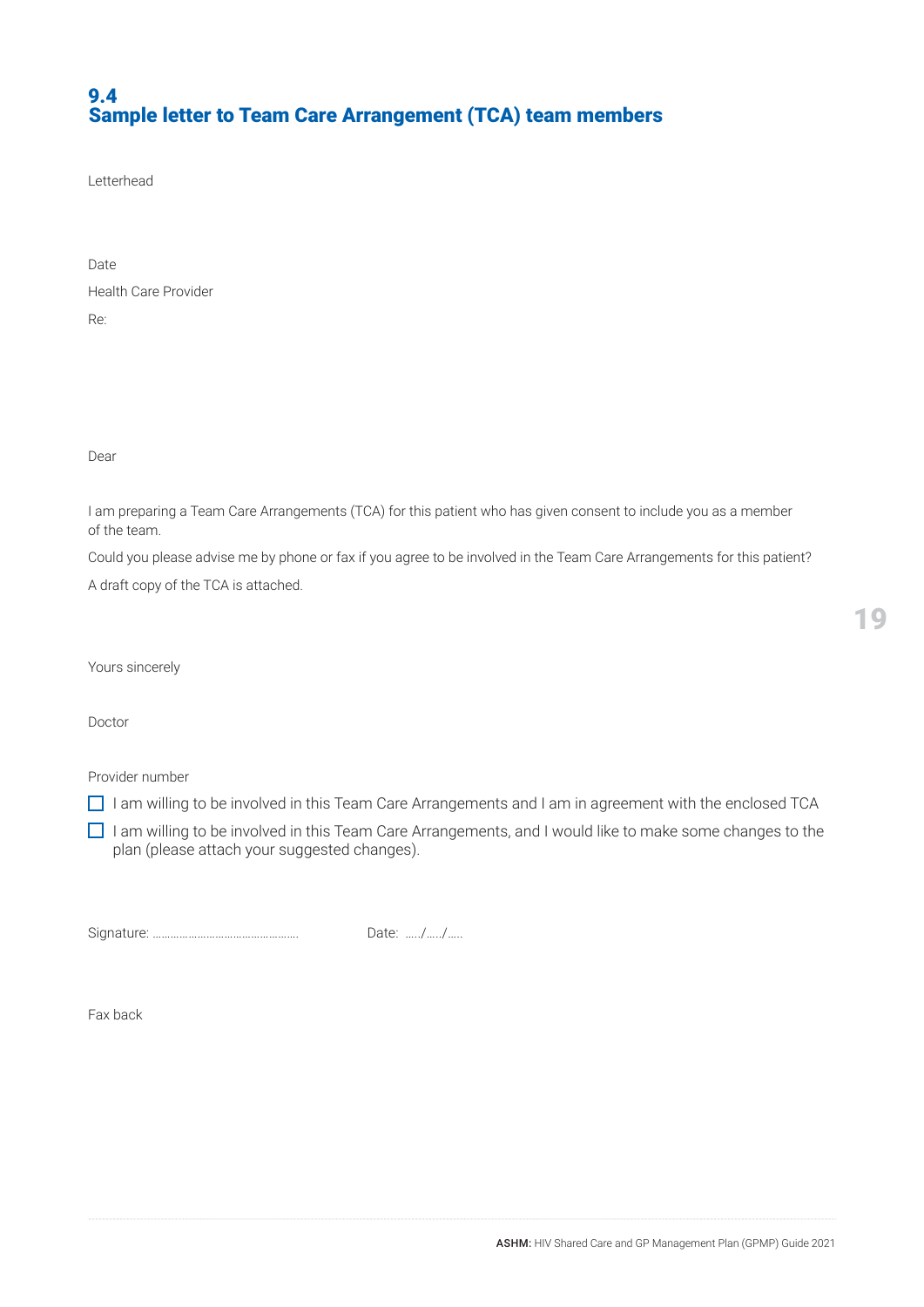## 9.4 Sample letter to Team Care Arrangement (TCA) team members

Letterhead

Date

Health Care Provider

Re:

Dear

I am preparing a Team Care Arrangements (TCA) for this patient who has given consent to include you as a member of the team.

Could you please advise me by phone or fax if you agree to be involved in the Team Care Arrangements for this patient?

A draft copy of the TCA is attached.

Yours sincerely

Doctor

Provider number

- ☐ I am willing to be involved in this Team Care Arrangements and I am in agreement with the enclosed TCA
- ☐ I am willing to be involved in this Team Care Arrangements, and I would like to make some changes to the plan (please attach your suggested changes).

Signature: ………………………………………… Date: ……/……/……

Fax back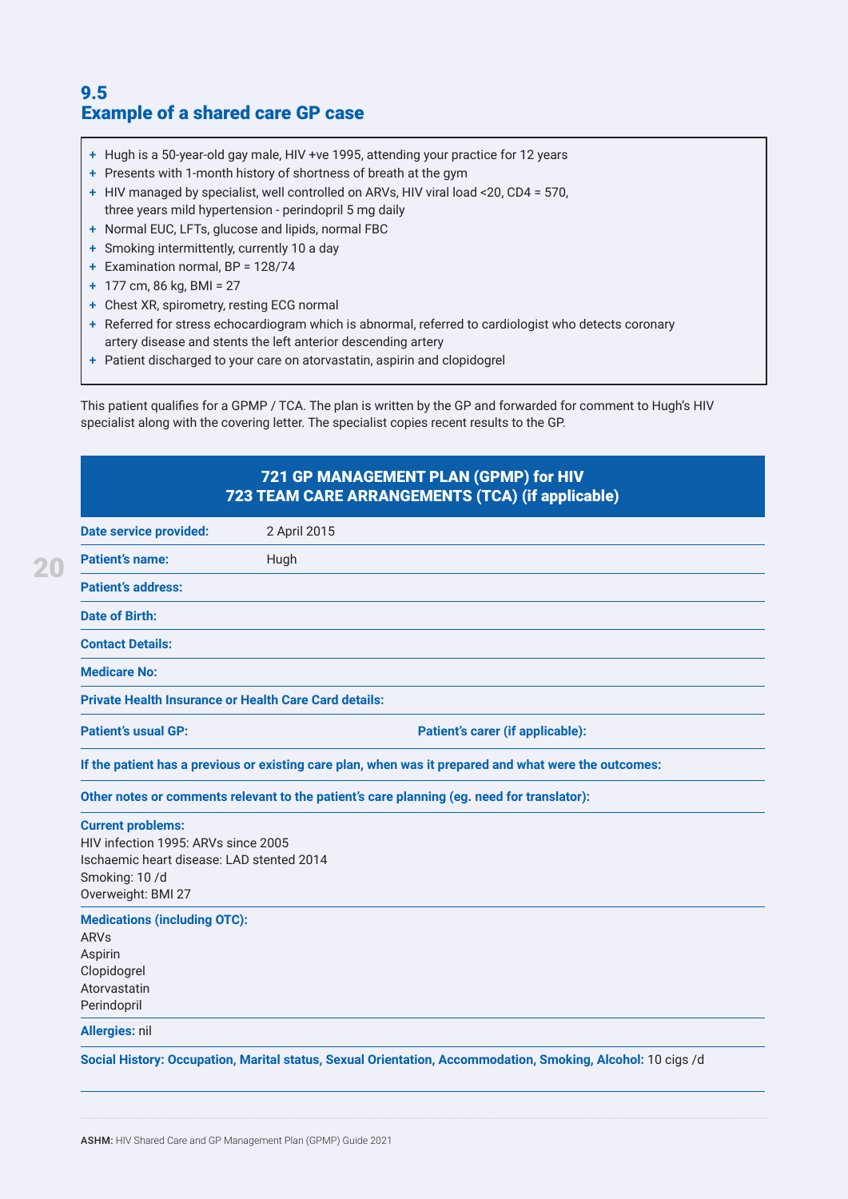## 9.5 Example of a shared care GP case

- Hugh is a 50-year-old gay male, HIV +ve 1995, attending your practice for 12 years
- Presents with 1-month history of shortness of breath at the gym
- HIV managed by specialist, well controlled on ARVs, HIV viral load <20, CD4 = 570, three years mild hypertension - perindopril 5 mg daily
- Normal EUC, LFTs, glucose and lipids, normal FBC
- Smoking intermittently, currently 10 a day
- Examination normal, BP = 128/74
- 177 cm, 86 kg, BMI = 27
- Chest XR, spirometry, resting ECG normal
- Referred for stress echocardiogram which is abnormal, referred to cardiologist who detects coronary artery disease and stents the left anterior descending artery
- Patient discharged to your care on atorvastatin, aspirin and clopidogrel

This patient qualifies for a GPMP / TCA. The plan is written by the GP and forwarded for comment to Hugh's HIV specialist along with the covering letter. The specialist copies recent results to the GP.

### 721 GP MANAGEMENT PLAN (GPMP) for HIV
### 723 TEAM CARE ARRANGEMENTS (TCA) (if applicable)

**Date service provided:** 2 April 2015

**Patient's name:** Hugh

**Patient's address:**

**Date of Birth:**

**Contact Details:**

**Medicare No:**

**Private Health Insurance or Health Care Card details:**

**Patient's usual GP:** **Patient's carer (if applicable):**

**If the patient has a previous or existing care plan, when was it prepared and what were the outcomes:**

**Other notes or comments relevant to the patient's care planning (eg. need for translator):**

**Current problems:**
HIV infection 1995: ARVs since 2005
Ischaemic heart disease: LAD stented 2014
Smoking: 10 /d
Overweight: BMI 27

**Medications (including OTC):**
ARVs
Aspirin
Clopidogrel
Atorvastatin
Perindopril

**Allergies:** nil

**Social History: Occupation, Marital status, Sexual Orientation, Accommodation, Smoking, Alcohol:** 10 cigs /d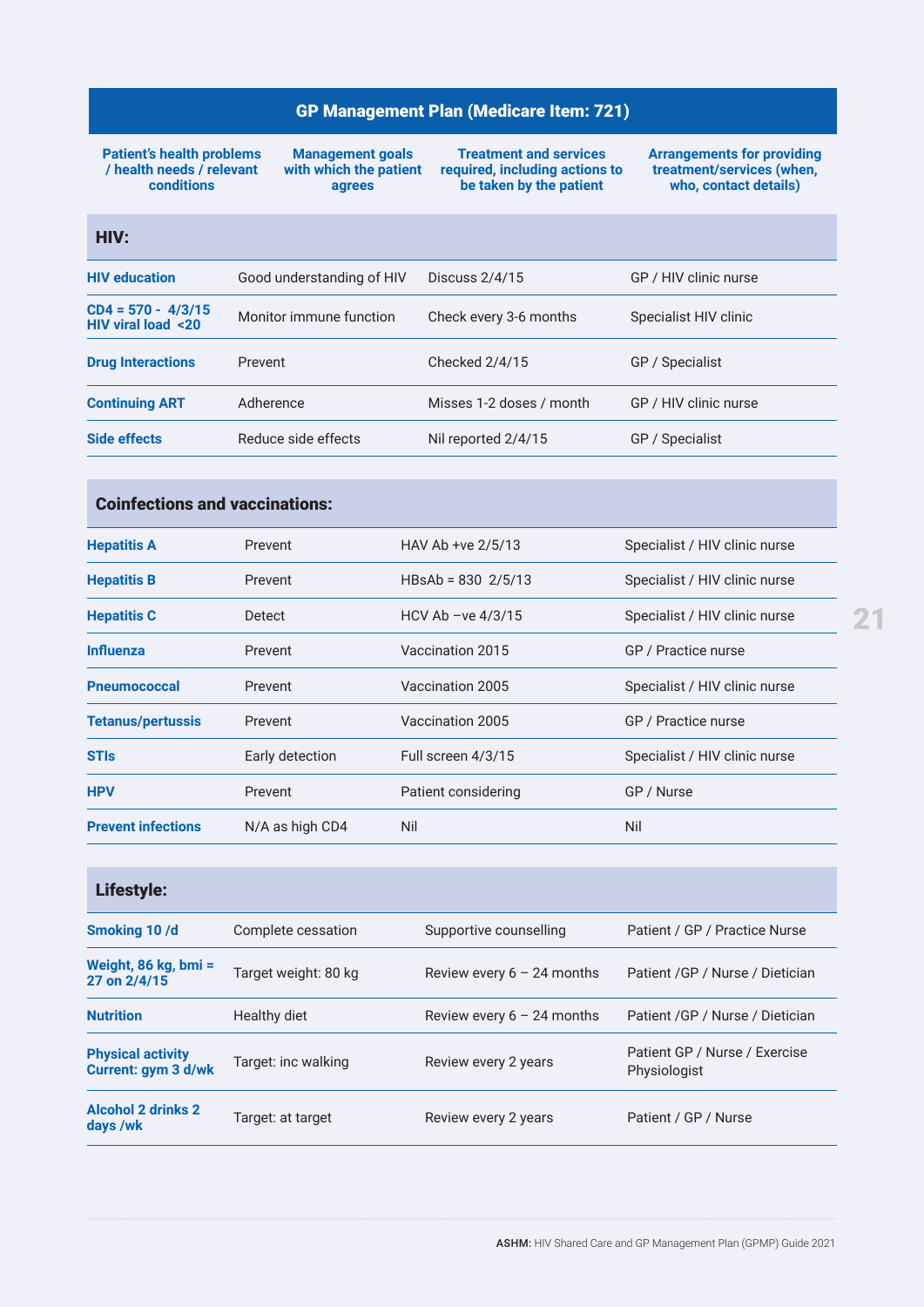## GP Management Plan (Medicare Item: 721)

| Patient's health problems / health needs / relevant conditions | Management goals with which the patient agrees | Treatment and services required, including actions to be taken by the patient | Arrangements for providing treatment/services (when, who, contact details) |
|---|---|---|---|
| **HIV:** | | | |
| **HIV education** | Good understanding of HIV | Discuss 2/4/15 | GP / HIV clinic nurse |
| **CD4 = 570 - 4/3/15 HIV viral load <20** | Monitor immune function | Check every 3-6 months | Specialist HIV clinic |
| **Drug Interactions** | Prevent | Checked 2/4/15 | GP / Specialist |
| **Continuing ART** | Adherence | Misses 1-2 doses / month | GP / HIV clinic nurse |
| **Side effects** | Reduce side effects | Nil reported 2/4/15 | GP / Specialist |
| **Coinfections and vaccinations:** | | | |
| **Hepatitis A** | Prevent | HAV Ab +ve 2/5/13 | Specialist / HIV clinic nurse |
| **Hepatitis B** | Prevent | HBsAb = 830 2/5/13 | Specialist / HIV clinic nurse |
| **Hepatitis C** | Detect | HCV Ab –ve 4/3/15 | Specialist / HIV clinic nurse |
| **Influenza** | Prevent | Vaccination 2015 | GP / Practice nurse |
| **Pneumococcal** | Prevent | Vaccination 2005 | Specialist / HIV clinic nurse |
| **Tetanus/pertussis** | Prevent | Vaccination 2005 | GP / Practice nurse |
| **STIs** | Early detection | Full screen 4/3/15 | Specialist / HIV clinic nurse |
| **HPV** | Prevent | Patient considering | GP / Nurse |
| **Prevent infections** | N/A as high CD4 | Nil | Nil |
| **Lifestyle:** | | | |
| **Smoking 10 /d** | Complete cessation | Supportive counselling | Patient / GP / Practice Nurse |
| **Weight, 86 kg, bmi = 27 on 2/4/15** | Target weight: 80 kg | Review every 6 – 24 months | Patient /GP / Nurse / Dietician |
| **Nutrition** | Healthy diet | Review every 6 – 24 months | Patient /GP / Nurse / Dietician |
| **Physical activity Current: gym 3 d/wk** | Target: inc walking | Review every 2 years | Patient GP / Nurse / Exercise Physiologist |
| **Alcohol 2 drinks 2 days /wk** | Target: at target | Review every 2 years | Patient / GP / Nurse |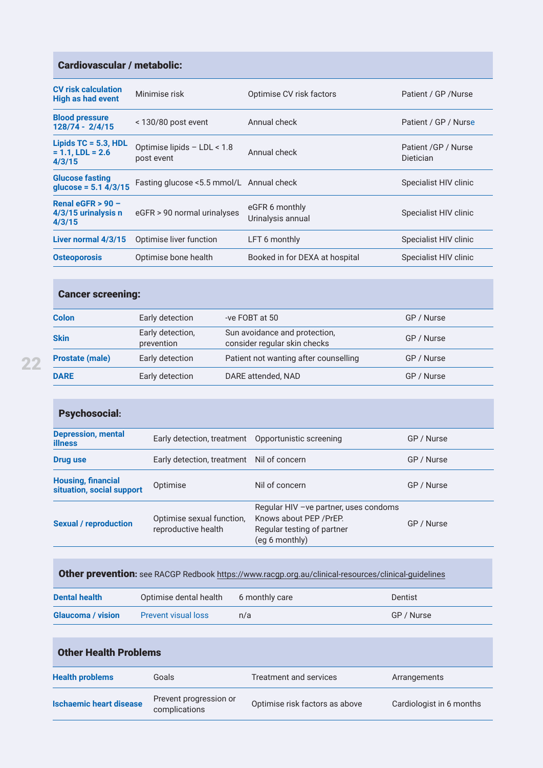## Cardiovascular / metabolic:

| | | | |
|---|---|---|---|
| **CV risk calculation High as had event** | Minimise risk | Optimise CV risk factors | Patient / GP /Nurse |
| **Blood pressure 128/74 - 2/4/15** | < 130/80 post event | Annual check | Patient / GP / Nurse |
| **Lipids TC = 5.3, HDL = 1.1, LDL = 2.6 4/3/15** | Optimise lipids – LDL < 1.8 post event | Annual check | Patient /GP / Nurse Dietician |
| **Glucose fasting glucose = 5.1 4/3/15** | Fasting glucose <5.5 mmol/L | Annual check | Specialist HIV clinic |
| **Renal eGFR > 90 – 4/3/15 urinalysis n 4/3/15** | eGFR > 90 normal urinalyses | eGFR 6 monthly<br>Urinalysis annual | Specialist HIV clinic |
| **Liver normal 4/3/15** | Optimise liver function | LFT 6 monthly | Specialist HIV clinic |
| **Osteoporosis** | Optimise bone health | Booked in for DEXA at hospital | Specialist HIV clinic |

## Cancer screening:

| | | | |
|---|---|---|---|
| **Colon** | Early detection | -ve FOBT at 50 | GP / Nurse |
| **Skin** | Early detection, prevention | Sun avoidance and protection, consider regular skin checks | GP / Nurse |
| **Prostate (male)** | Early detection | Patient not wanting after counselling | GP / Nurse |
| **DARE** | Early detection | DARE attended, NAD | GP / Nurse |

## Psychosocial:

| | | | |
|---|---|---|---|
| **Depression, mental illness** | Early detection, treatment | Opportunistic screening | GP / Nurse |
| **Drug use** | Early detection, treatment | Nil of concern | GP / Nurse |
| **Housing, financial situation, social support** | Optimise | Nil of concern | GP / Nurse |
| **Sexual / reproduction** | Optimise sexual function, reproductive health | Regular HIV –ve partner, uses condoms<br>Knows about PEP /PrEP.<br>Regular testing of partner (eg 6 monthly) | GP / Nurse |

## Other prevention: see RACGP Redbook https://www.racgp.org.au/clinical-resources/clinical-guidelines

| | | | |
|---|---|---|---|
| **Dental health** | Optimise dental health | 6 monthly care | Dentist |
| **Glaucoma / vision** | Prevent visual loss | n/a | GP / Nurse |

## Other Health Problems

| **Health problems** | Goals | Treatment and services | Arrangements |
|---|---|---|---|
| **Ischaemic heart disease** | Prevent progression or complications | Optimise risk factors as above | Cardiologist in 6 months |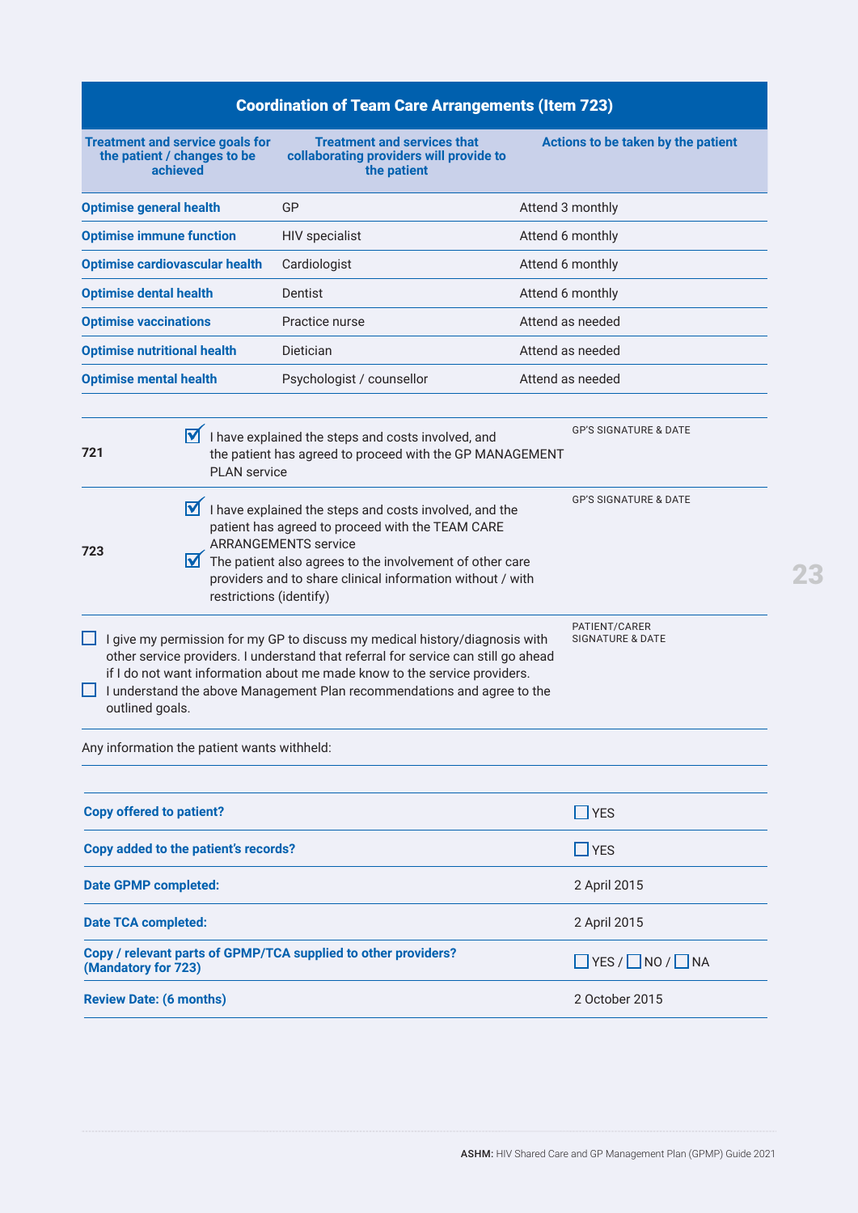## Coordination of Team Care Arrangements (Item 723)

| Treatment and service goals for the patient / changes to be achieved | Treatment and services that collaborating providers will provide to the patient | Actions to be taken by the patient |
|---|---|---|
| **Optimise general health** | GP | Attend 3 monthly |
| **Optimise immune function** | HIV specialist | Attend 6 monthly |
| **Optimise cardiovascular health** | Cardiologist | Attend 6 monthly |
| **Optimise dental health** | Dentist | Attend 6 monthly |
| **Optimise vaccinations** | Practice nurse | Attend as needed |
| **Optimise nutritional health** | Dietician | Attend as needed |
| **Optimise mental health** | Psychologist / counsellor | Attend as needed |

| | | |
|---|---|---|
| **721** | ☑ I have explained the steps and costs involved, and the patient has agreed to proceed with the GP MANAGEMENT PLAN service | GP'S SIGNATURE & DATE |
| **723** | ☑ I have explained the steps and costs involved, and the patient has agreed to proceed with the TEAM CARE ARRANGEMENTS service<br>☑ The patient also agrees to the involvement of other care providers and to share clinical information without / with restrictions (identify) | GP'S SIGNATURE & DATE |

- ☐ I give my permission for my GP to discuss my medical history/diagnosis with other service providers. I understand that referral for service can still go ahead if I do not want information about me made know to the service providers.
- ☐ I understand the above Management Plan recommendations and agree to the outlined goals.

PATIENT/CARER SIGNATURE & DATE

Any information the patient wants withheld:

| | |
|---|---|
| **Copy offered to patient?** | ☐ YES |
| **Copy added to the patient's records?** | ☐ YES |
| **Date GPMP completed:** | 2 April 2015 |
| **Date TCA completed:** | 2 April 2015 |
| **Copy / relevant parts of GPMP/TCA supplied to other providers? (Mandatory for 723)** | ☐ YES / ☐ NO / ☐ NA |
| **Review Date: (6 months)** | 2 October 2015 |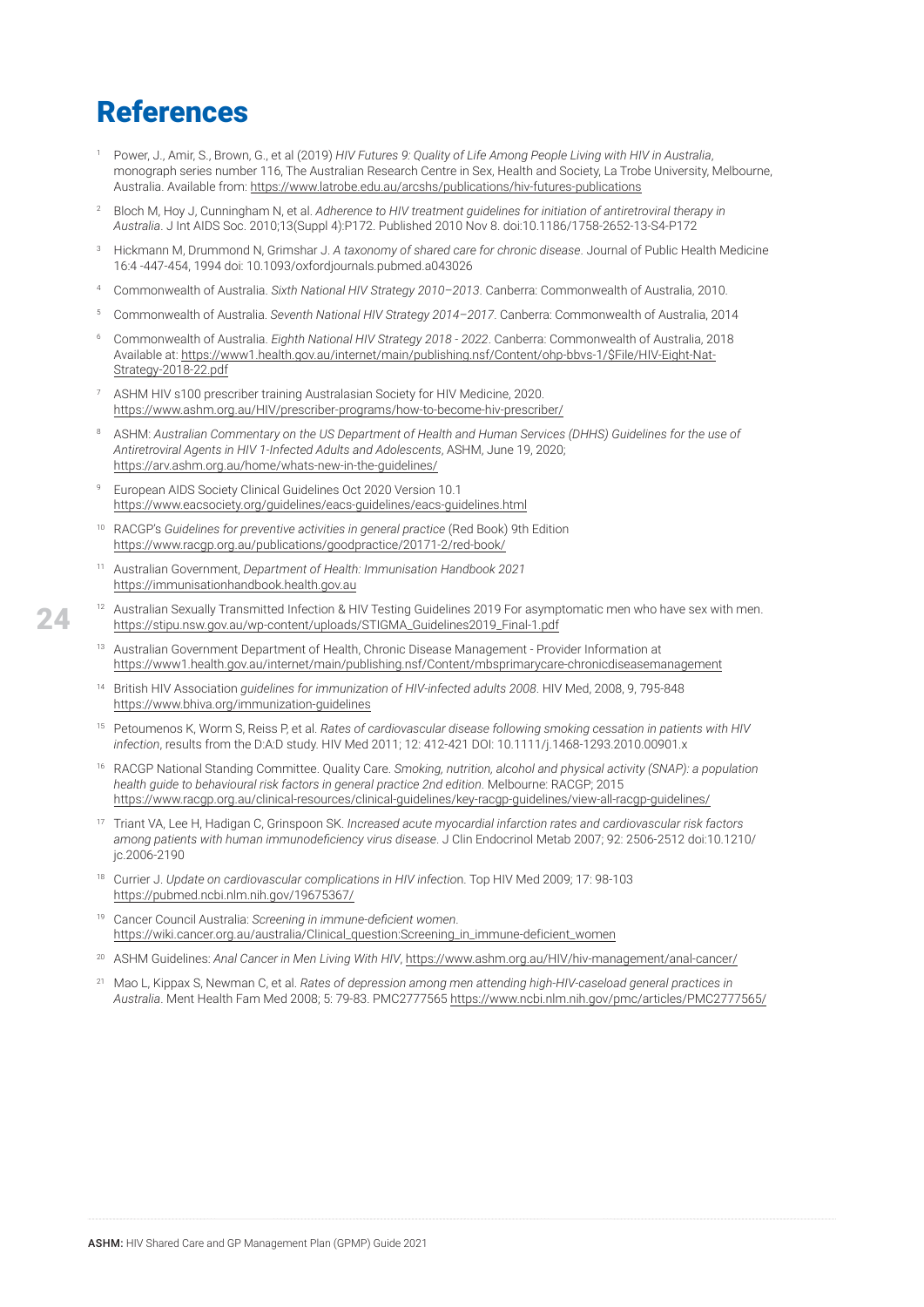# References

1. Power, J., Amir, S., Brown, G., et al (2019) *HIV Futures 9: Quality of Life Among People Living with HIV in Australia*, monograph series number 116, The Australian Research Centre in Sex, Health and Society, La Trobe University, Melbourne, Australia. Available from: https://www.latrobe.edu.au/arcshs/publications/hiv-futures-publications
2. Bloch M, Hoy J, Cunningham N, et al. *Adherence to HIV treatment guidelines for initiation of antiretroviral therapy in Australia*. J Int AIDS Soc. 2010;13(Suppl 4):P172. Published 2010 Nov 8. doi:10.1186/1758-2652-13-S4-P172
3. Hickmann M, Drummond N, Grimshar J. *A taxonomy of shared care for chronic disease*. Journal of Public Health Medicine 16:4 -447-454, 1994 doi: 10.1093/oxfordjournals.pubmed.a043026
4. Commonwealth of Australia. *Sixth National HIV Strategy 2010–2013*. Canberra: Commonwealth of Australia, 2010.
5. Commonwealth of Australia. *Seventh National HIV Strategy 2014–2017*. Canberra: Commonwealth of Australia, 2014
6. Commonwealth of Australia. *Eighth National HIV Strategy 2018 - 2022*. Canberra: Commonwealth of Australia, 2018 Available at: https://www1.health.gov.au/internet/main/publishing.nsf/Content/ohp-bbvs-1/$File/HIV-Eight-Nat-Strategy-2018-22.pdf
7. ASHM HIV s100 prescriber training Australasian Society for HIV Medicine, 2020. https://www.ashm.org.au/HIV/prescriber-programs/how-to-become-hiv-prescriber/
8. ASHM: *Australian Commentary on the US Department of Health and Human Services (DHHS) Guidelines for the use of Antiretroviral Agents in HIV 1-Infected Adults and Adolescents*, ASHM, June 19, 2020; https://arv.ashm.org.au/home/whats-new-in-the-guidelines/
9. European AIDS Society Clinical Guidelines Oct 2020 Version 10.1 https://www.eacsociety.org/guidelines/eacs-guidelines/eacs-guidelines.html
10. RACGP's *Guidelines for preventive activities in general practice* (Red Book) 9th Edition https://www.racgp.org.au/publications/goodpractice/20171-2/red-book/
11. Australian Government, *Department of Health: Immunisation Handbook 2021* https://immunisationhandbook.health.gov.au
12. Australian Sexually Transmitted Infection & HIV Testing Guidelines 2019 For asymptomatic men who have sex with men. https://stipu.nsw.gov.au/wp-content/uploads/STIGMA_Guidelines2019_Final-1.pdf
13. Australian Government Department of Health, Chronic Disease Management - Provider Information at https://www1.health.gov.au/internet/main/publishing.nsf/Content/mbsprimarycare-chronicdiseasemanagement
14. British HIV Association *guidelines for immunization of HIV-infected adults 2008*. HIV Med, 2008, 9, 795-848 https://www.bhiva.org/immunization-guidelines
15. Petoumenos K, Worm S, Reiss P, et al. *Rates of cardiovascular disease following smoking cessation in patients with HIV infection*, results from the D:A:D study. HIV Med 2011; 12: 412-421 DOI: 10.1111/j.1468-1293.2010.00901.x
16. RACGP National Standing Committee. Quality Care. *Smoking, nutrition, alcohol and physical activity (SNAP): a population health guide to behavioural risk factors in general practice 2nd edition*. Melbourne: RACGP; 2015 https://www.racgp.org.au/clinical-resources/clinical-guidelines/key-racgp-guidelines/view-all-racgp-guidelines/
17. Triant VA, Lee H, Hadigan C, Grinspoon SK. *Increased acute myocardial infarction rates and cardiovascular risk factors among patients with human immunodeficiency virus disease*. J Clin Endocrinol Metab 2007; 92: 2506-2512 doi:10.1210/jc.2006-2190
18. Currier J. *Update on cardiovascular complications in HIV infection*. Top HIV Med 2009; 17: 98-103 https://pubmed.ncbi.nlm.nih.gov/19675367/
19. Cancer Council Australia: *Screening in immune-deficient women*. https://wiki.cancer.org.au/australia/Clinical_question:Screening_in_immune-deficient_women
20. ASHM Guidelines: *Anal Cancer in Men Living With HIV*, https://www.ashm.org.au/HIV/hiv-management/anal-cancer/
21. Mao L, Kippax S, Newman C, et al. *Rates of depression among men attending high-HIV-caseload general practices in Australia*. Ment Health Fam Med 2008; 5: 79-83. PMC2777565 https://www.ncbi.nlm.nih.gov/pmc/articles/PMC2777565/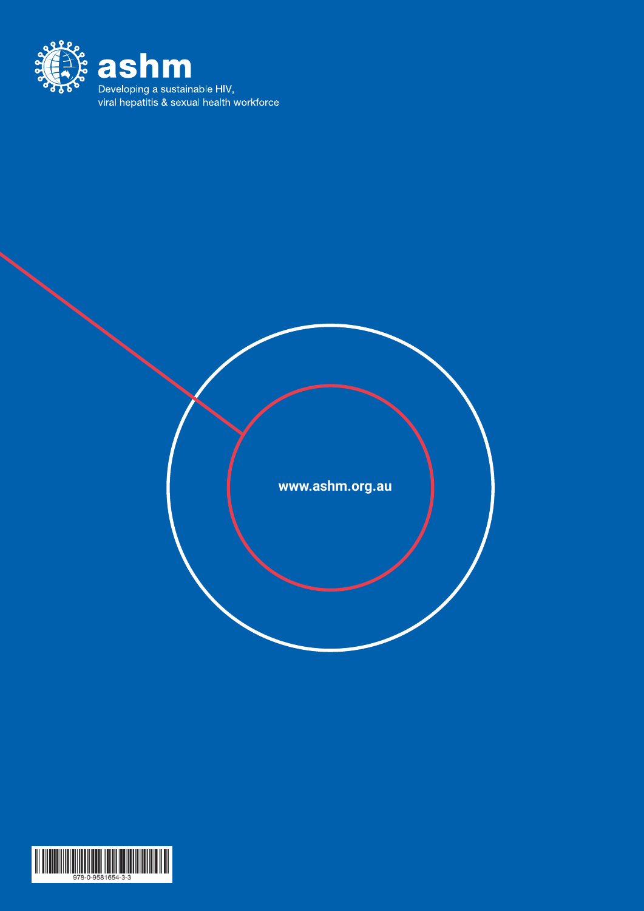ashm

Developing a sustainable HIV, viral hepatitis & sexual health workforce

www.ashm.org.au

978-0-9581654-3-3